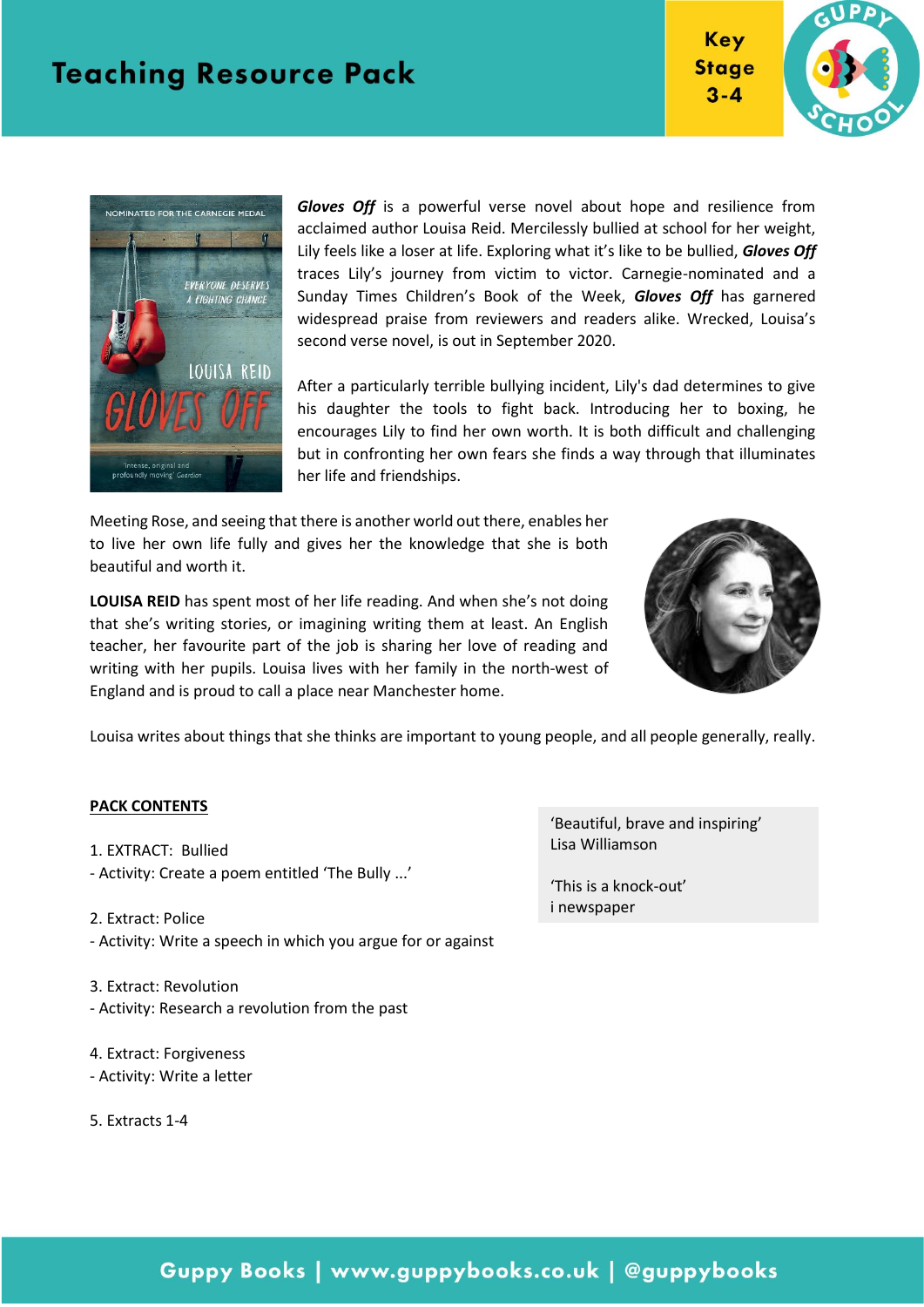# Teaching Resource Pack

Key Stage 3-4

***Gloves Off*** is a powerful verse novel about hope and resilience from acclaimed author Louisa Reid. Mercilessly bullied at school for her weight, Lily feels like a loser at life. Exploring what it's like to be bullied, ***Gloves Off*** traces Lily's journey from victim to victor. Carnegie-nominated and a Sunday Times Children's Book of the Week, ***Gloves Off*** has garnered widespread praise from reviewers and readers alike. Wrecked, Louisa's second verse novel, is out in September 2020.

After a particularly terrible bullying incident, Lily's dad determines to give his daughter the tools to fight back. Introducing her to boxing, he encourages Lily to find her own worth. It is both difficult and challenging but in confronting her own fears she finds a way through that illuminates her life and friendships.

Meeting Rose, and seeing that there is another world out there, enables her to live her own life fully and gives her the knowledge that she is both beautiful and worth it.

**LOUISA REID** has spent most of her life reading. And when she's not doing that she's writing stories, or imagining writing them at least. An English teacher, her favourite part of the job is sharing her love of reading and writing with her pupils. Louisa lives with her family in the north-west of England and is proud to call a place near Manchester home.

Louisa writes about things that she thinks are important to young people, and all people generally, really.

**PACK CONTENTS**

1. EXTRACT: Bullied
- Activity: Create a poem entitled 'The Bully ...'

2. Extract: Police
- Activity: Write a speech in which you argue for or against

3. Extract: Revolution
- Activity: Research a revolution from the past

4. Extract: Forgiveness
- Activity: Write a letter

5. Extracts 1-4

'Beautiful, brave and inspiring'
Lisa Williamson

'This is a knock-out'
i newspaper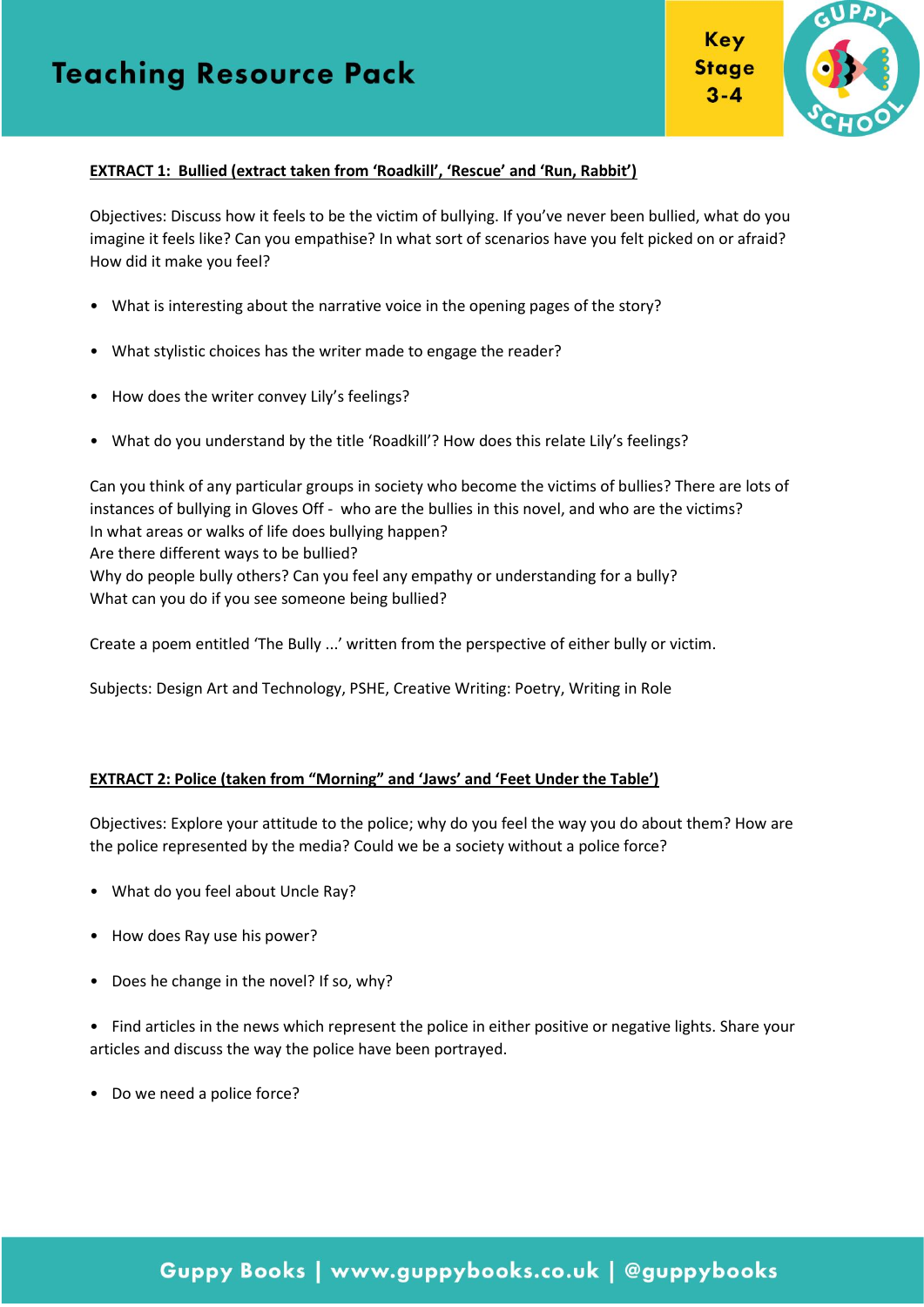**EXTRACT 1: Bullied (extract taken from 'Roadkill', 'Rescue' and 'Run, Rabbit')**

Objectives: Discuss how it feels to be the victim of bullying. If you've never been bullied, what do you imagine it feels like? Can you empathise? In what sort of scenarios have you felt picked on or afraid? How did it make you feel?

- What is interesting about the narrative voice in the opening pages of the story?
- What stylistic choices has the writer made to engage the reader?
- How does the writer convey Lily's feelings?
- What do you understand by the title 'Roadkill'? How does this relate Lily's feelings?

Can you think of any particular groups in society who become the victims of bullies? There are lots of instances of bullying in Gloves Off - who are the bullies in this novel, and who are the victims?
In what areas or walks of life does bullying happen?
Are there different ways to be bullied?
Why do people bully others? Can you feel any empathy or understanding for a bully?
What can you do if you see someone being bullied?

Create a poem entitled 'The Bully ...' written from the perspective of either bully or victim.

Subjects: Design Art and Technology, PSHE, Creative Writing: Poetry, Writing in Role

**EXTRACT 2: Police (taken from "Morning" and 'Jaws' and 'Feet Under the Table')**

Objectives: Explore your attitude to the police; why do you feel the way you do about them? How are the police represented by the media? Could we be a society without a police force?

- What do you feel about Uncle Ray?
- How does Ray use his power?
- Does he change in the novel? If so, why?
- Find articles in the news which represent the police in either positive or negative lights. Share your articles and discuss the way the police have been portrayed.
- Do we need a police force?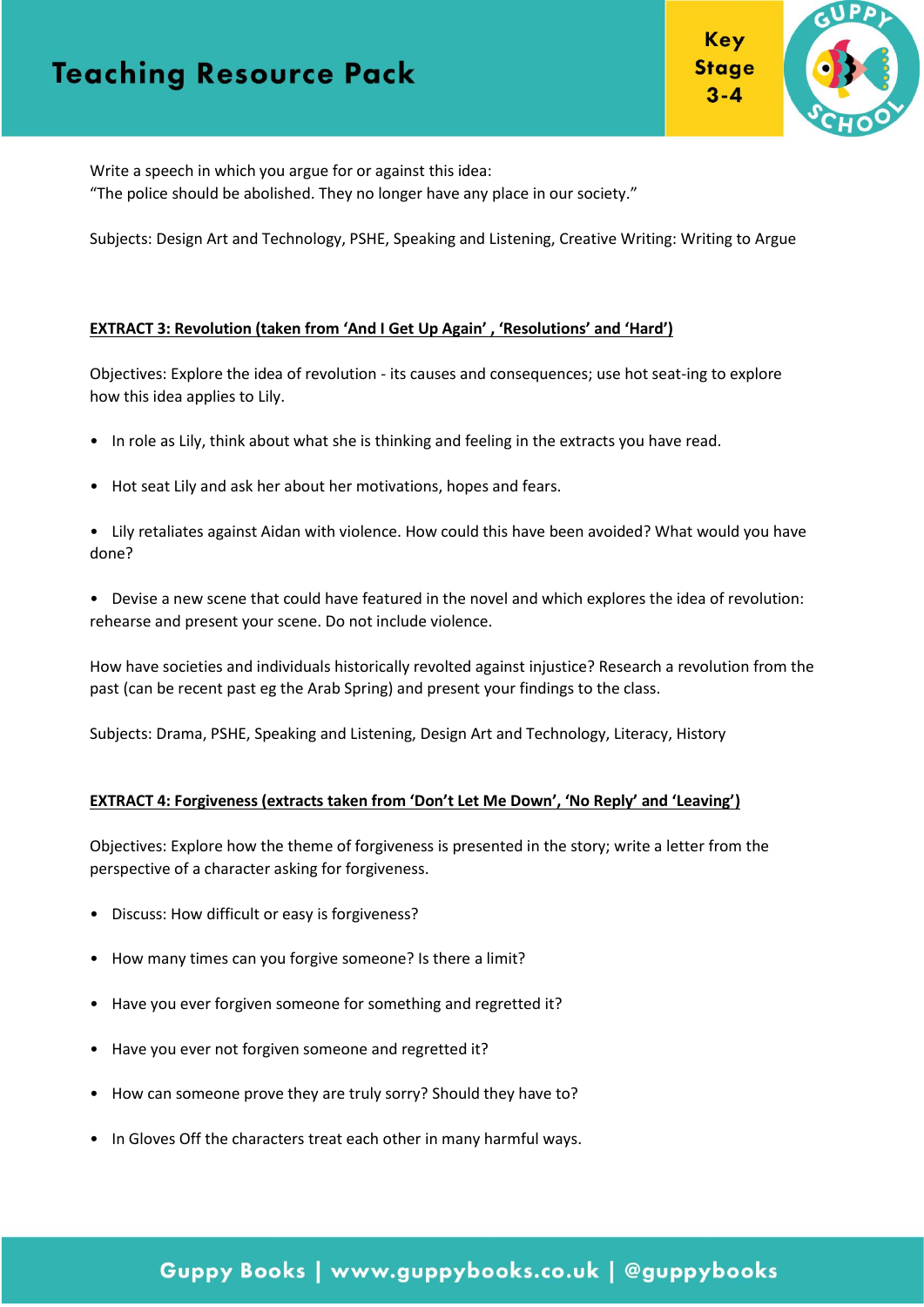Write a speech in which you argue for or against this idea:
"The police should be abolished. They no longer have any place in our society."

Subjects: Design Art and Technology, PSHE, Speaking and Listening, Creative Writing: Writing to Argue

**EXTRACT 3: Revolution (taken from 'And I Get Up Again' , 'Resolutions' and 'Hard')**

Objectives: Explore the idea of revolution - its causes and consequences; use hot seat-ing to explore how this idea applies to Lily.

- In role as Lily, think about what she is thinking and feeling in the extracts you have read.
- Hot seat Lily and ask her about her motivations, hopes and fears.
- Lily retaliates against Aidan with violence. How could this have been avoided? What would you have done?
- Devise a new scene that could have featured in the novel and which explores the idea of revolution: rehearse and present your scene. Do not include violence.

How have societies and individuals historically revolted against injustice? Research a revolution from the past (can be recent past eg the Arab Spring) and present your findings to the class.

Subjects: Drama, PSHE, Speaking and Listening, Design Art and Technology, Literacy, History

**EXTRACT 4: Forgiveness (extracts taken from 'Don't Let Me Down', 'No Reply' and 'Leaving')**

Objectives: Explore how the theme of forgiveness is presented in the story; write a letter from the perspective of a character asking for forgiveness.

- Discuss: How difficult or easy is forgiveness?
- How many times can you forgive someone? Is there a limit?
- Have you ever forgiven someone for something and regretted it?
- Have you ever not forgiven someone and regretted it?
- How can someone prove they are truly sorry? Should they have to?
- In Gloves Off the characters treat each other in many harmful ways.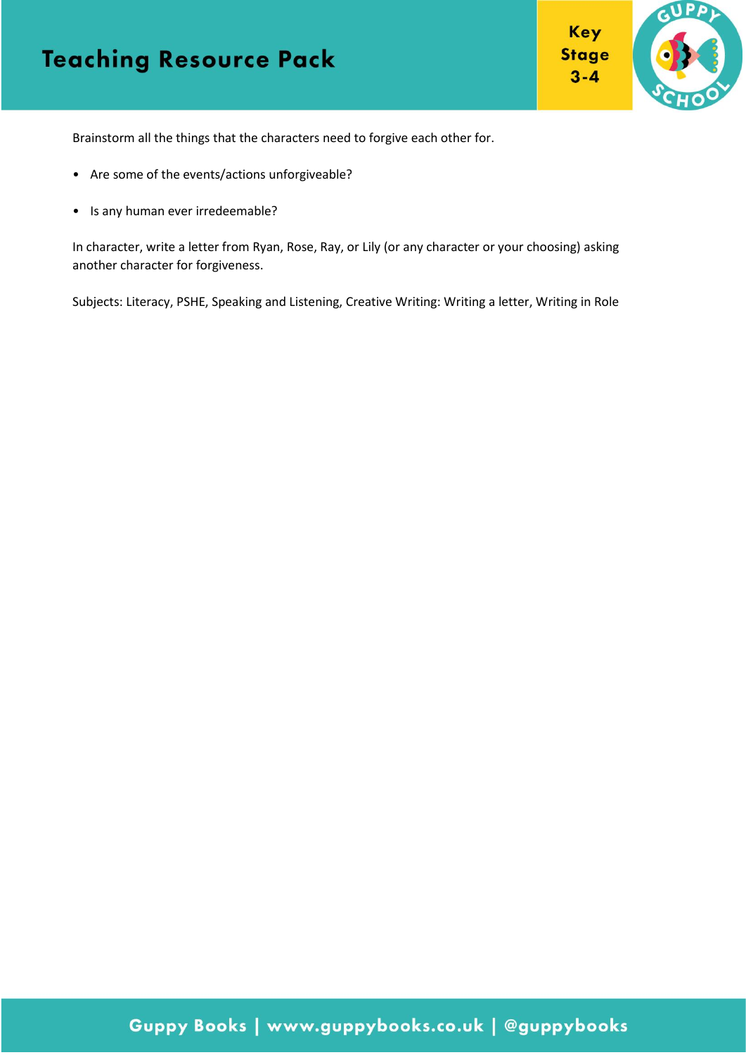Brainstorm all the things that the characters need to forgive each other for.

- Are some of the events/actions unforgiveable?
- Is any human ever irredeemable?

In character, write a letter from Ryan, Rose, Ray, or Lily (or any character or your choosing) asking another character for forgiveness.

Subjects: Literacy, PSHE, Speaking and Listening, Creative Writing: Writing a letter, Writing in Role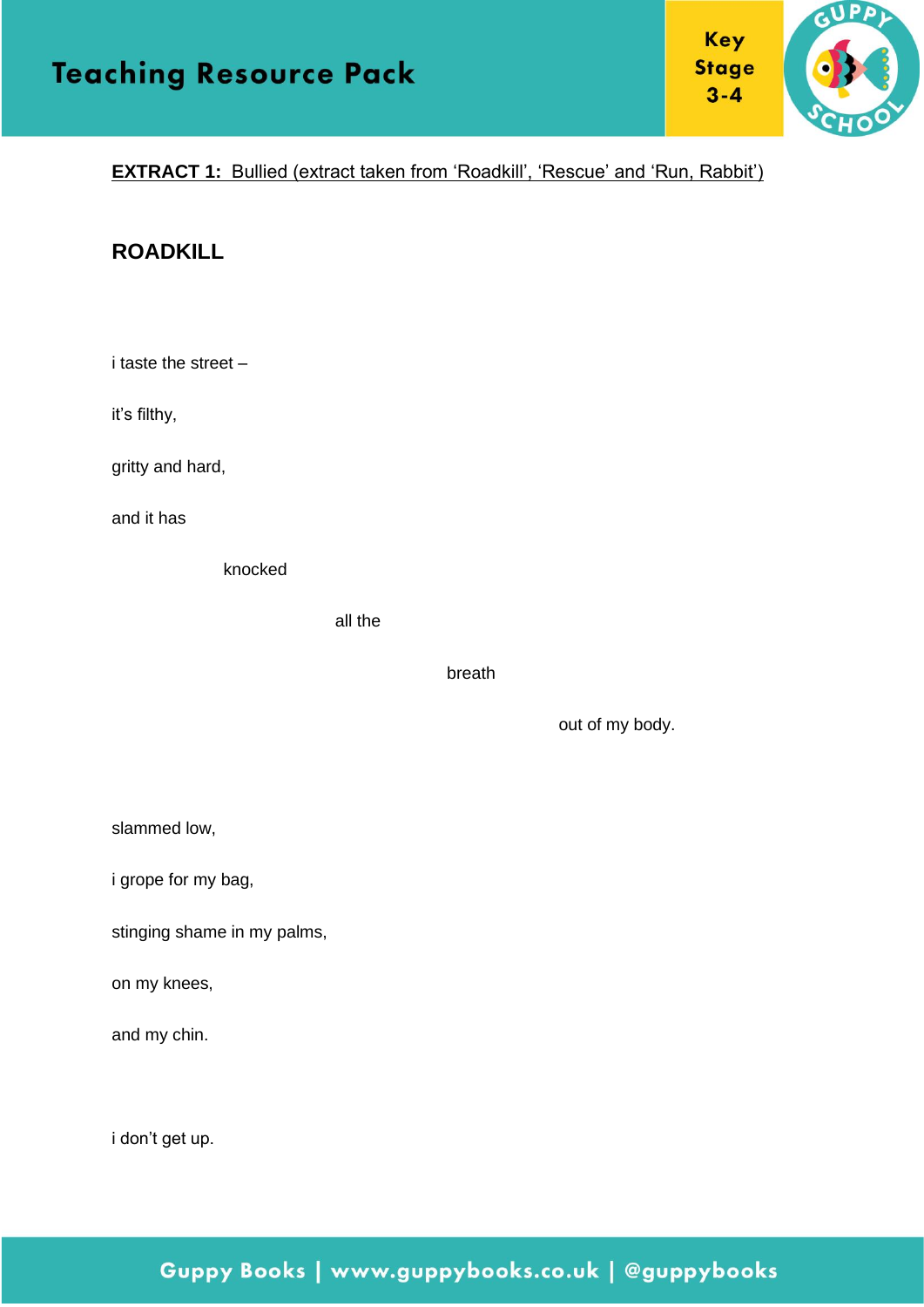**<u>EXTRACT 1: Bullied (extract taken from 'Roadkill', 'Rescue' and 'Run, Rabbit')</u>**

## ROADKILL

i taste the street –

it's filthy,

gritty and hard,

and it has

knocked

all the

breath

out of my body.

slammed low,

i grope for my bag,

stinging shame in my palms,

on my knees,

and my chin.

i don't get up.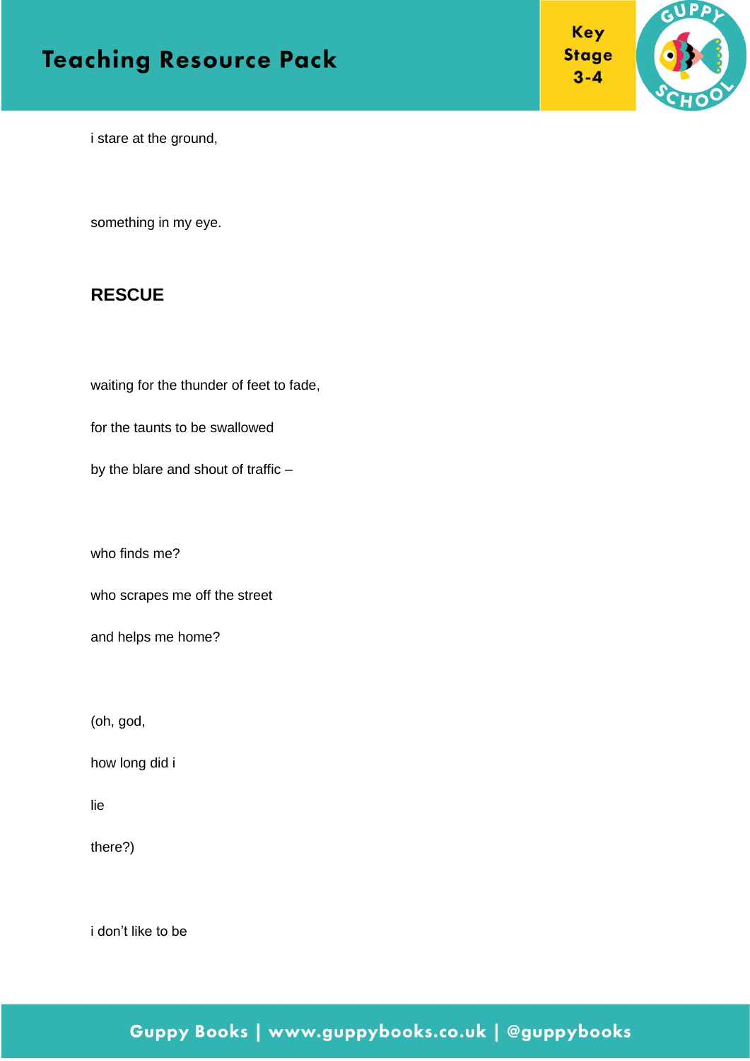i stare at the ground,

something in my eye.

**RESCUE**

waiting for the thunder of feet to fade,

for the taunts to be swallowed

by the blare and shout of traffic –

who finds me?

who scrapes me off the street

and helps me home?

(oh, god,

how long did i

lie

there?)

i don't like to be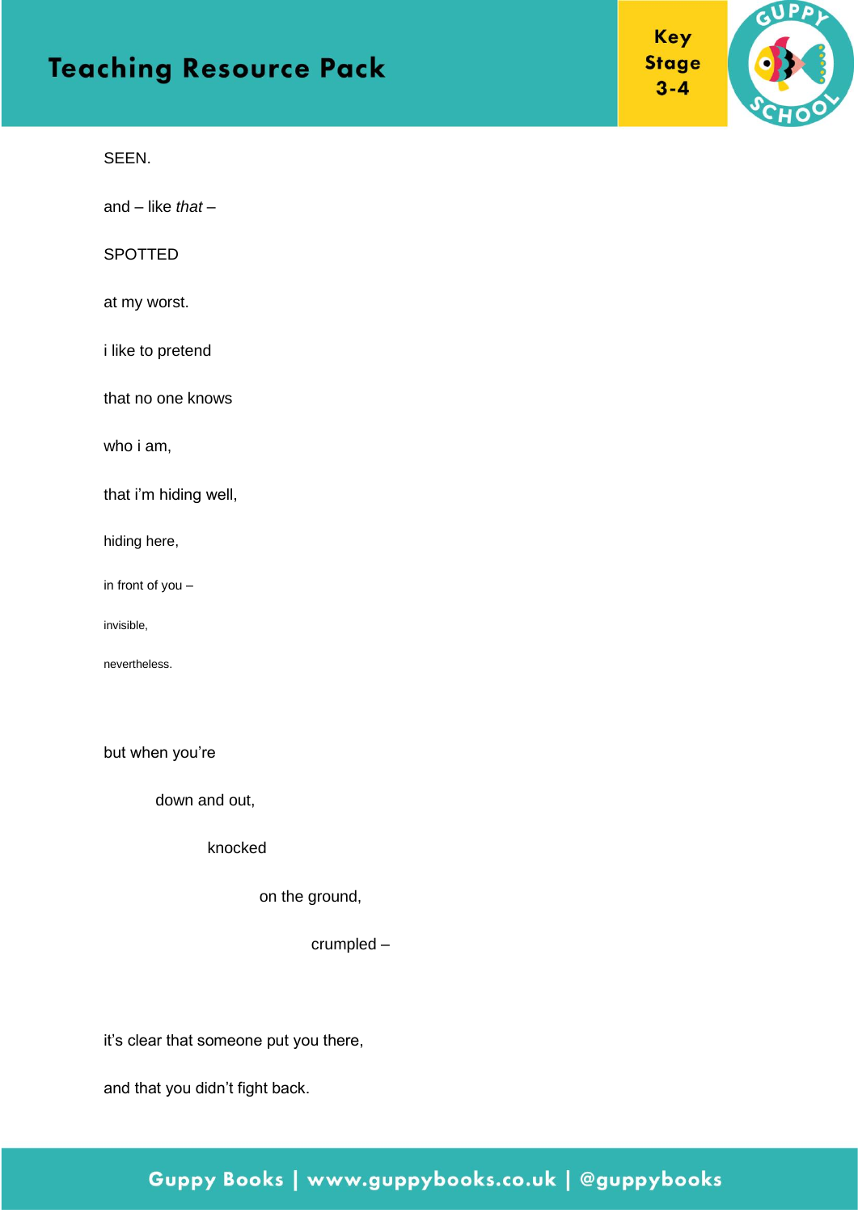SEEN.

and – like *that* –

SPOTTED

at my worst.

i like to pretend

that no one knows

who i am,

that i'm hiding well,

hiding here,

in front of you –

invisible,

nevertheless.

but when you're

down and out,

knocked

on the ground,

crumpled –

it's clear that someone put you there,

and that you didn't fight back.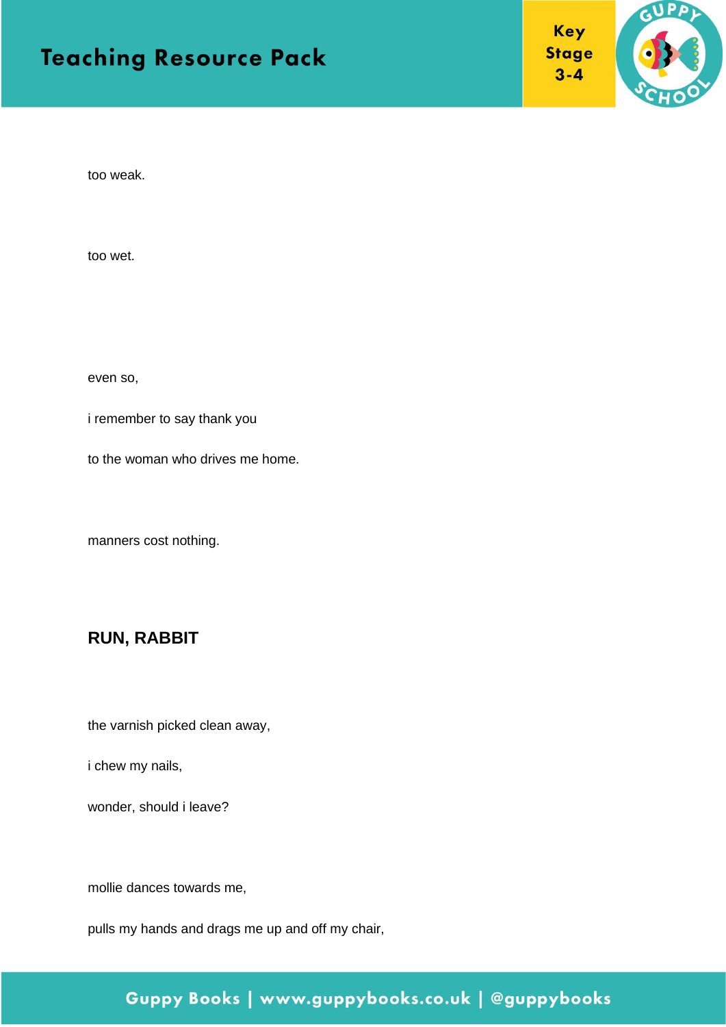too weak.

too wet.

even so,

i remember to say thank you

to the woman who drives me home.

manners cost nothing.

## RUN, RABBIT

the varnish picked clean away,

i chew my nails,

wonder, should i leave?

mollie dances towards me,

pulls my hands and drags me up and off my chair,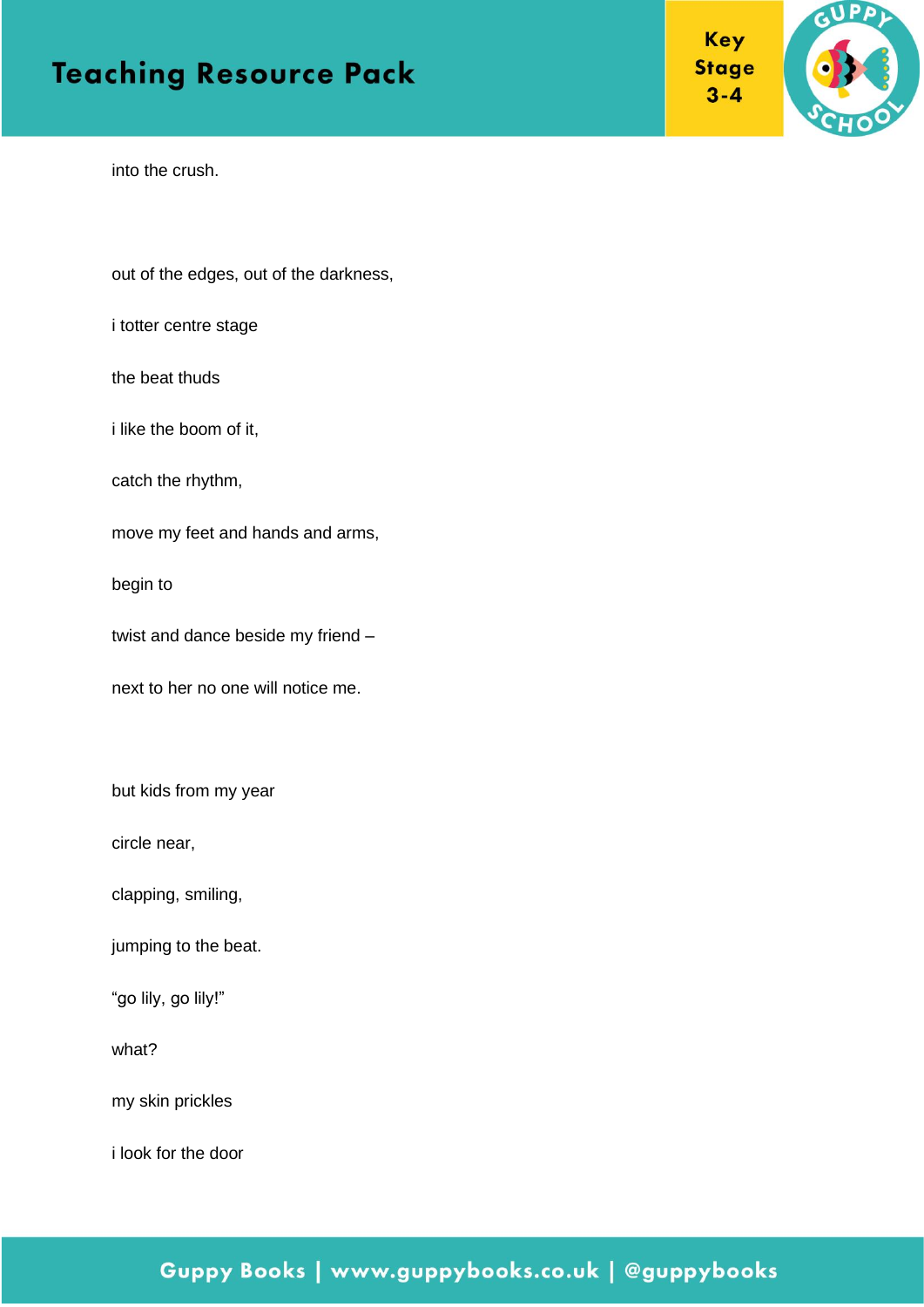into the crush.

out of the edges, out of the darkness,

i totter centre stage

the beat thuds

i like the boom of it,

catch the rhythm,

move my feet and hands and arms,

begin to

twist and dance beside my friend –

next to her no one will notice me.

but kids from my year

circle near,

clapping, smiling,

jumping to the beat.

“go lily, go lily!”

what?

my skin prickles

i look for the door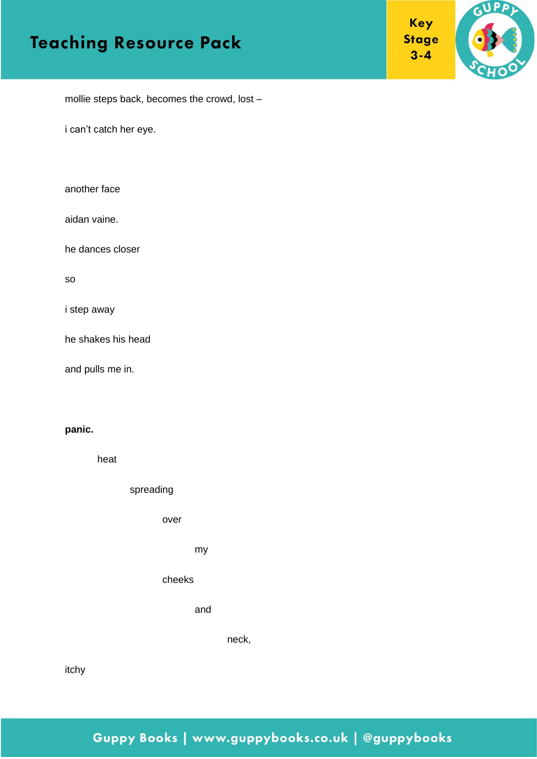mollie steps back, becomes the crowd, lost –

i can't catch her eye.

another face

aidan vaine.

he dances closer

so

i step away

he shakes his head

and pulls me in.

**panic.**

heat

spreading

over

my

cheeks

and

neck,

itchy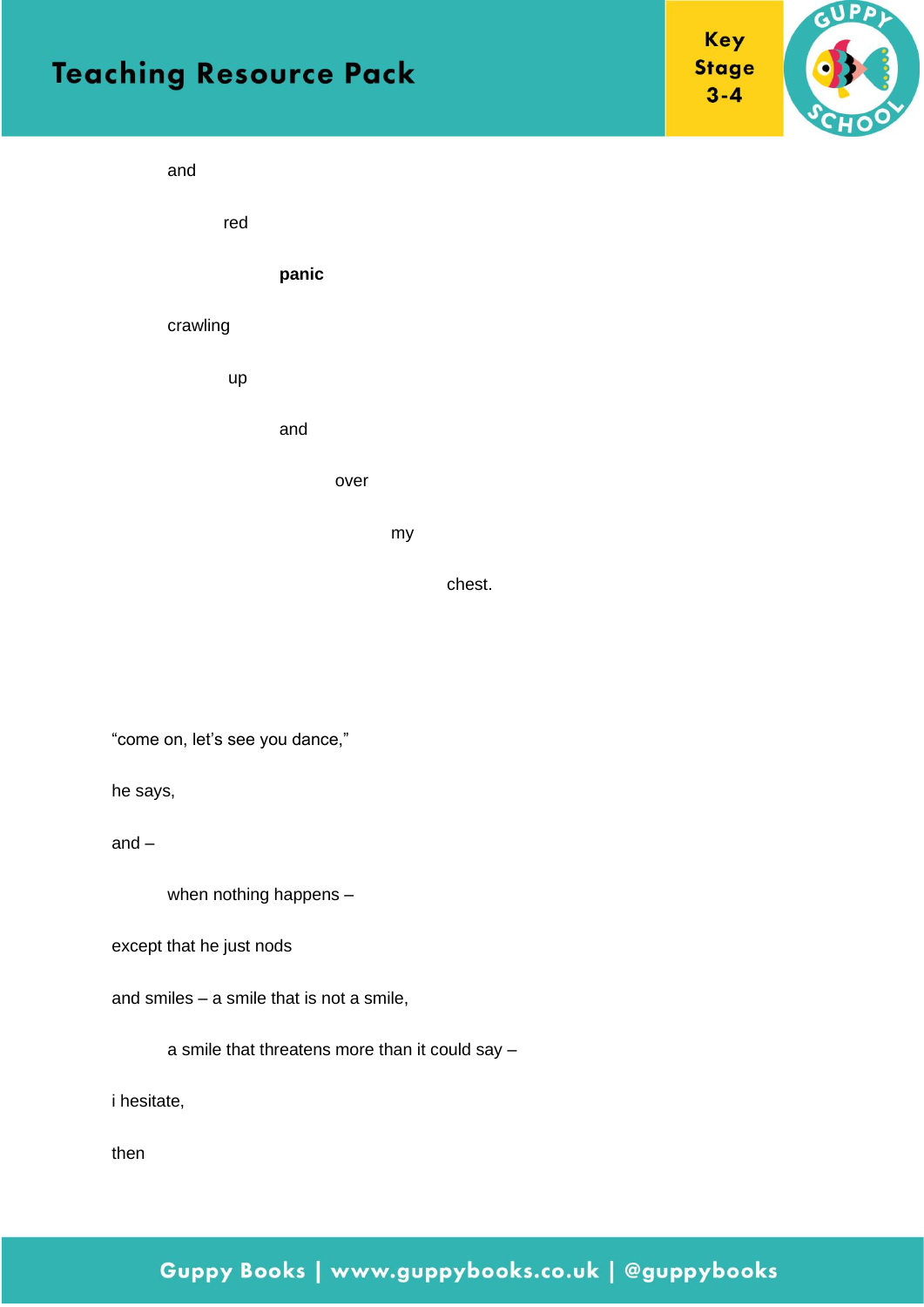and

red

**panic**

crawling

up

and

over

my

chest.

“come on, let’s see you dance,”

he says,

and –

when nothing happens –

except that he just nods

and smiles – a smile that is not a smile,

a smile that threatens more than it could say –

i hesitate,

then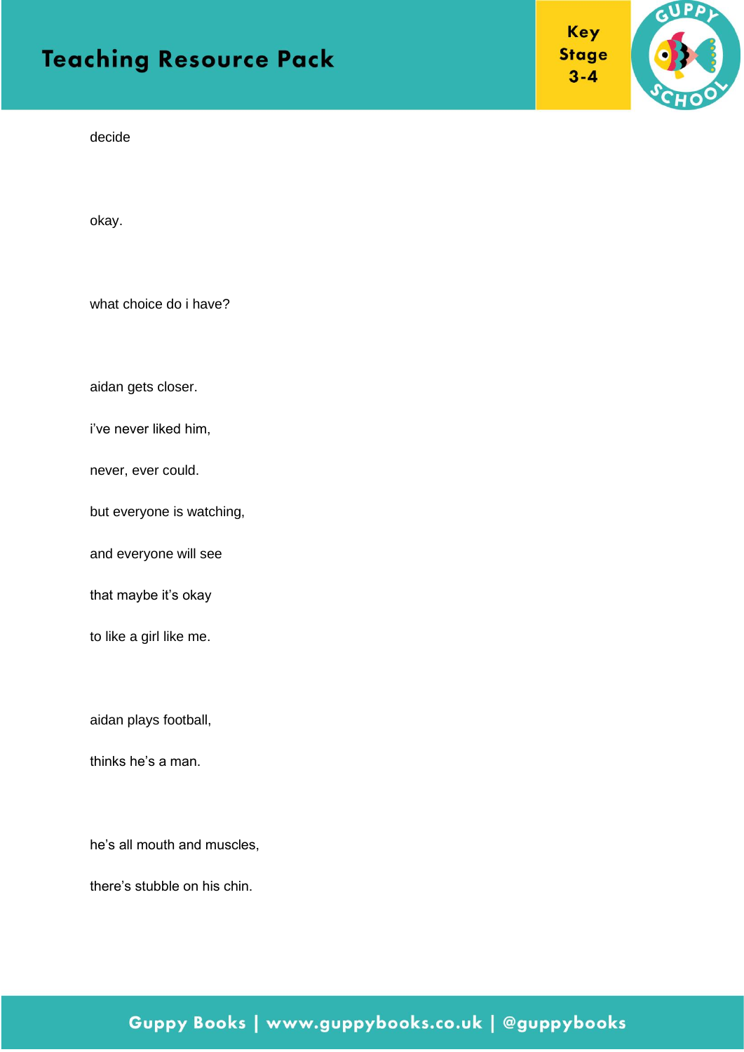decide

okay.

what choice do i have?

aidan gets closer.

i've never liked him,

never, ever could.

but everyone is watching,

and everyone will see

that maybe it's okay

to like a girl like me.

aidan plays football,

thinks he's a man.

he's all mouth and muscles,

there's stubble on his chin.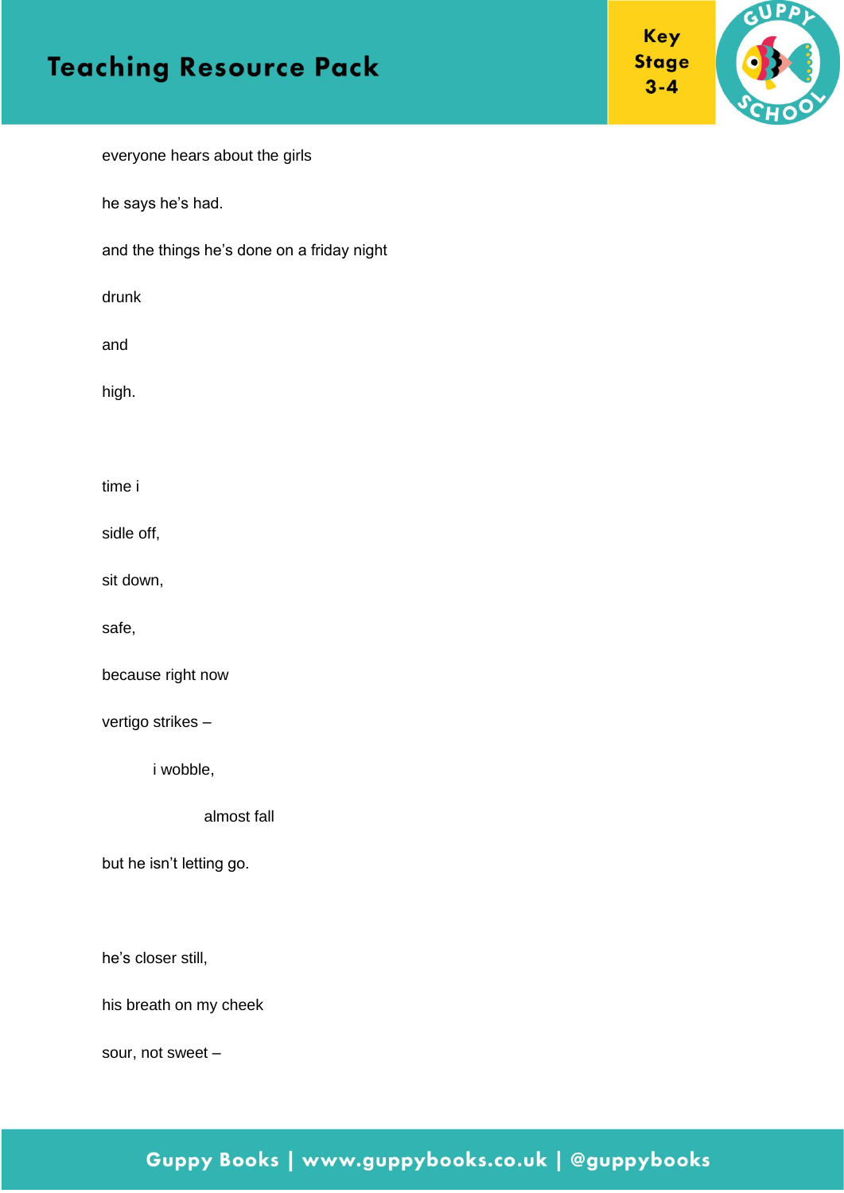everyone hears about the girls

he says he's had.

and the things he's done on a friday night

drunk

and

high.

time i

sidle off,

sit down,

safe,

because right now

vertigo strikes –

&nbsp;&nbsp;&nbsp;&nbsp;&nbsp;&nbsp;&nbsp;&nbsp;i wobble,

&nbsp;&nbsp;&nbsp;&nbsp;&nbsp;&nbsp;&nbsp;&nbsp;&nbsp;&nbsp;&nbsp;&nbsp;&nbsp;&nbsp;&nbsp;&nbsp;almost fall

but he isn't letting go.

he's closer still,

his breath on my cheek

sour, not sweet –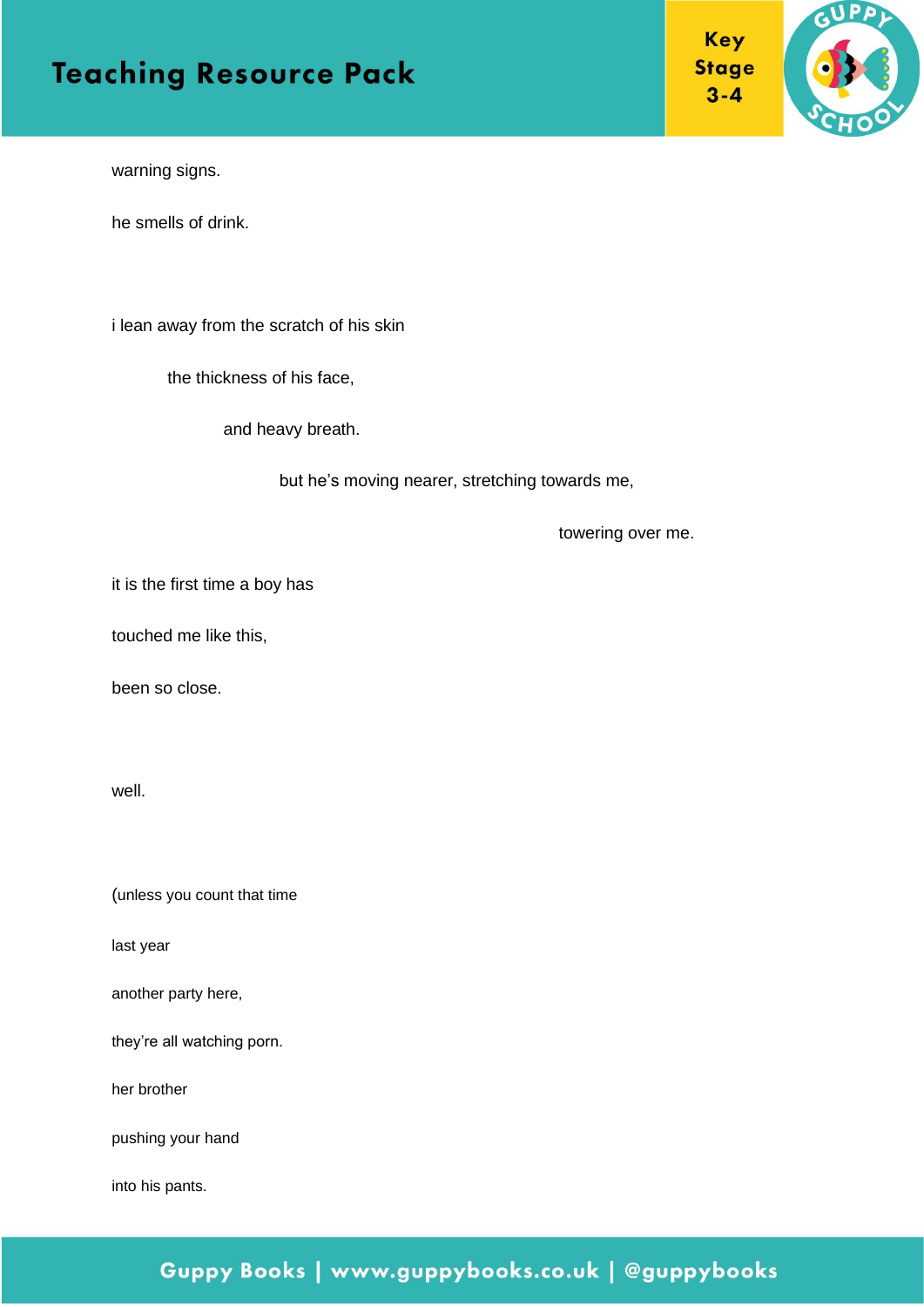warning signs.

he smells of drink.

i lean away from the scratch of his skin

&nbsp;&nbsp;&nbsp;&nbsp;&nbsp;&nbsp;&nbsp;&nbsp;the thickness of his face,

&nbsp;&nbsp;&nbsp;&nbsp;&nbsp;&nbsp;&nbsp;&nbsp;&nbsp;&nbsp;&nbsp;&nbsp;&nbsp;&nbsp;&nbsp;&nbsp;and heavy breath.

&nbsp;&nbsp;&nbsp;&nbsp;&nbsp;&nbsp;&nbsp;&nbsp;&nbsp;&nbsp;&nbsp;&nbsp;&nbsp;&nbsp;&nbsp;&nbsp;&nbsp;&nbsp;&nbsp;&nbsp;&nbsp;&nbsp;&nbsp;&nbsp;but he's moving nearer, stretching towards me,

&nbsp;&nbsp;&nbsp;&nbsp;&nbsp;&nbsp;&nbsp;&nbsp;&nbsp;&nbsp;&nbsp;&nbsp;&nbsp;&nbsp;&nbsp;&nbsp;&nbsp;&nbsp;&nbsp;&nbsp;&nbsp;&nbsp;&nbsp;&nbsp;&nbsp;&nbsp;&nbsp;&nbsp;&nbsp;&nbsp;&nbsp;&nbsp;&nbsp;&nbsp;&nbsp;&nbsp;&nbsp;&nbsp;&nbsp;&nbsp;&nbsp;&nbsp;&nbsp;&nbsp;&nbsp;&nbsp;&nbsp;&nbsp;&nbsp;&nbsp;&nbsp;&nbsp;&nbsp;&nbsp;&nbsp;&nbsp;&nbsp;&nbsp;&nbsp;&nbsp;&nbsp;&nbsp;&nbsp;&nbsp;towering over me.

it is the first time a boy has

touched me like this,

been so close.

well.

(unless you count that time

last year

another party here,

they're all watching porn.

her brother

pushing your hand

into his pants.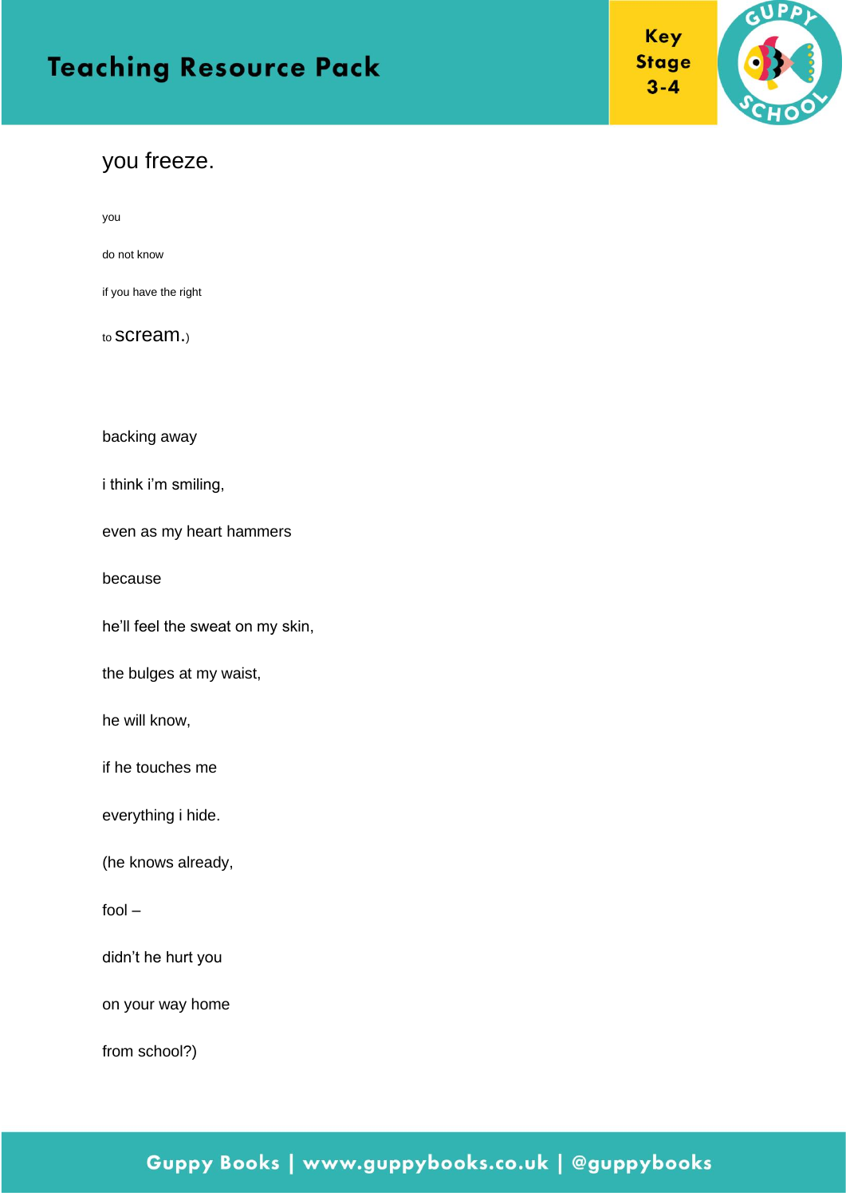you freeze.

you

do not know

if you have the right

to scream.)

backing away

i think i'm smiling,

even as my heart hammers

because

he'll feel the sweat on my skin,

the bulges at my waist,

he will know,

if he touches me

everything i hide.

(he knows already,

fool –

didn't he hurt you

on your way home

from school?)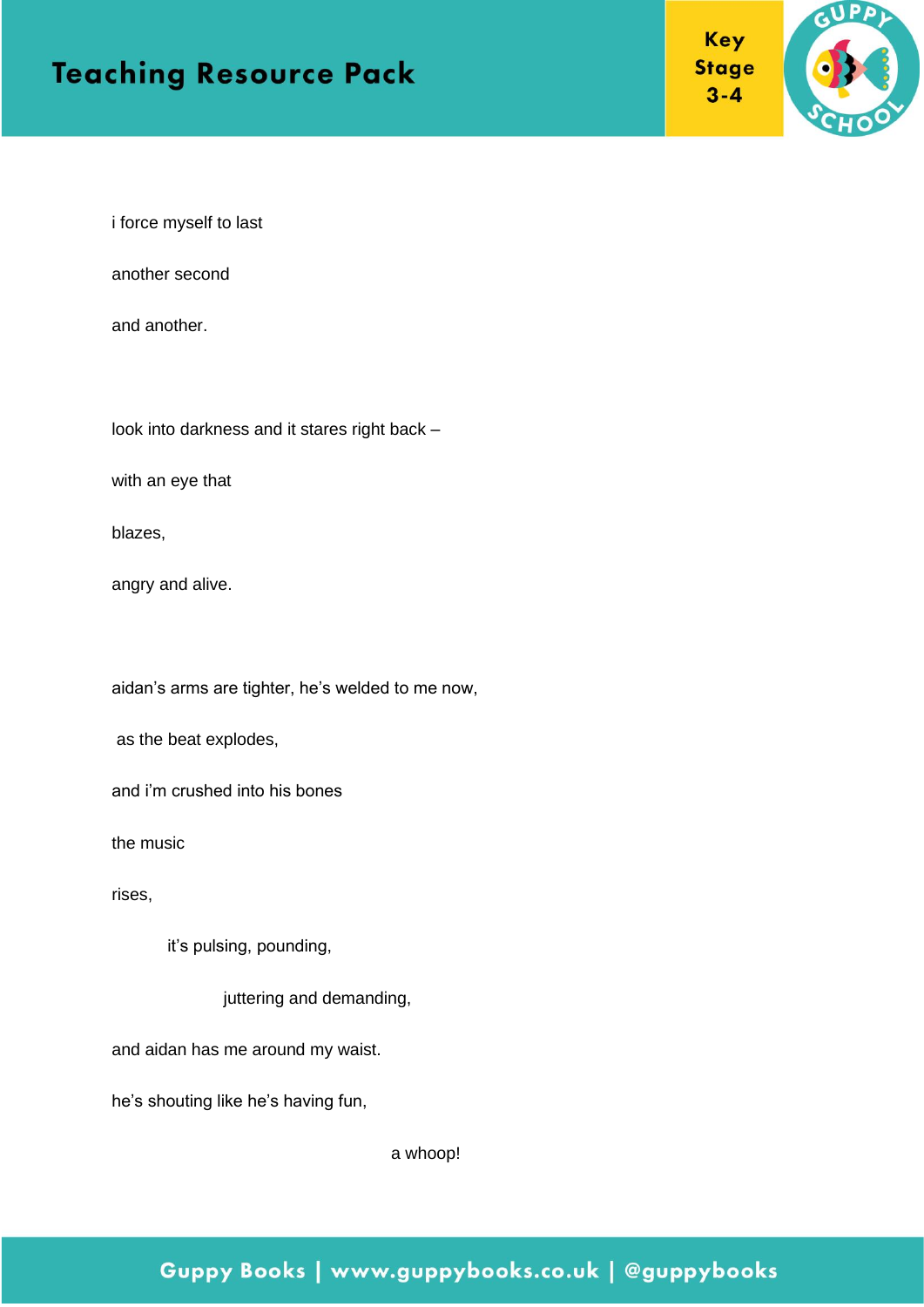i force myself to last

another second

and another.

look into darkness and it stares right back –

with an eye that

blazes,

angry and alive.

aidan's arms are tighter, he's welded to me now,

as the beat explodes,

and i'm crushed into his bones

the music

rises,

it's pulsing, pounding,

juttering and demanding,

and aidan has me around my waist.

he's shouting like he's having fun,

a whoop!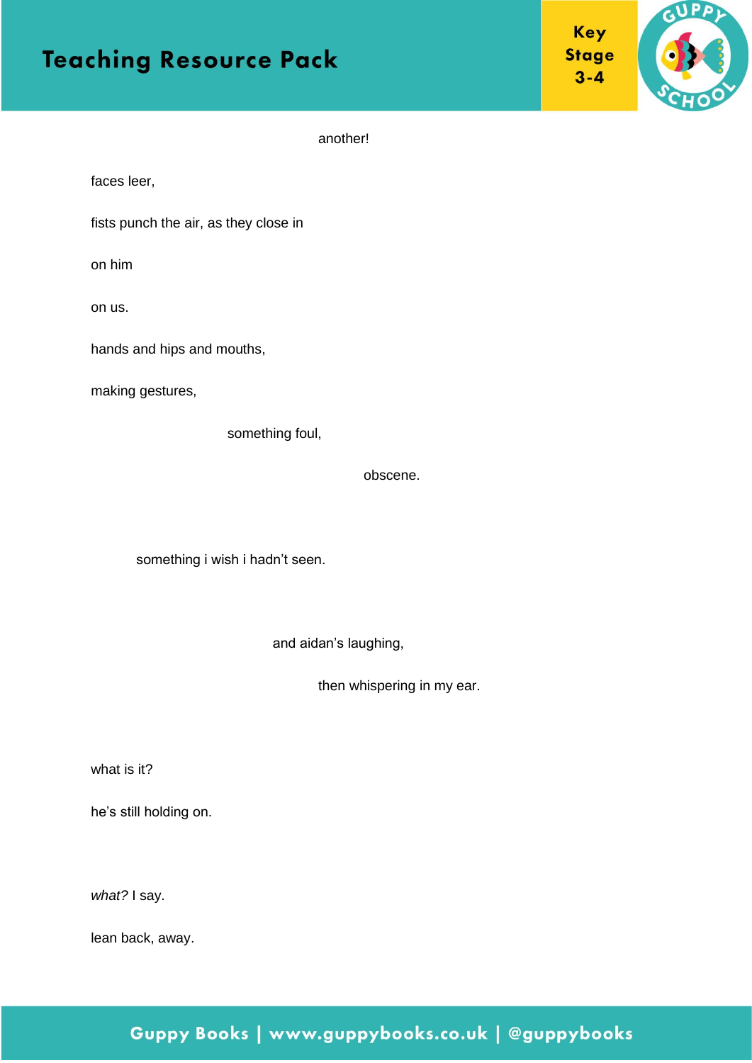another!

faces leer,

fists punch the air, as they close in

on him

on us.

hands and hips and mouths,

making gestures,

something foul,

obscene.

something i wish i hadn't seen.

and aidan's laughing,

then whispering in my ear.

what is it?

he's still holding on.

*what?* I say.

lean back, away.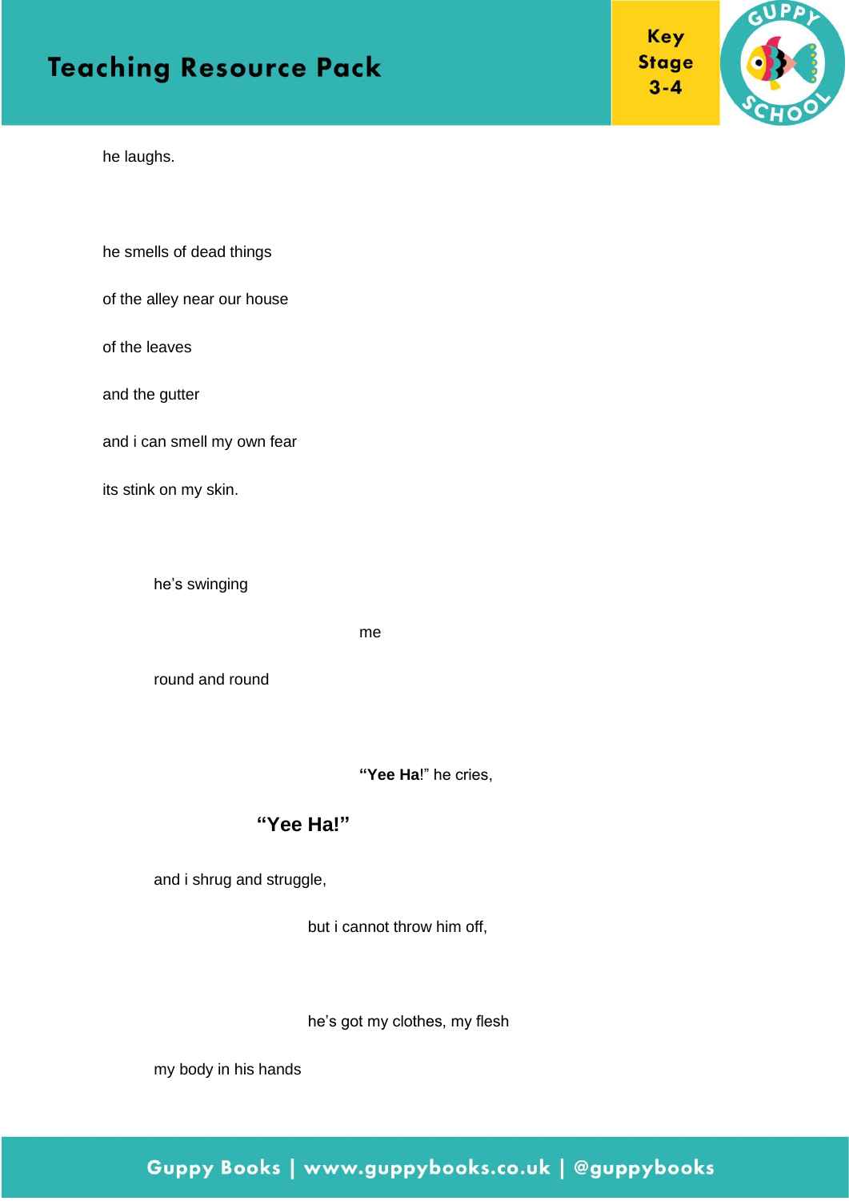he laughs.

he smells of dead things

of the alley near our house

of the leaves

and the gutter

and i can smell my own fear

its stink on my skin.

he's swinging

me

round and round

"**Yee Ha**!" he cries,

**"Yee Ha!"**

and i shrug and struggle,

but i cannot throw him off,

he's got my clothes, my flesh

my body in his hands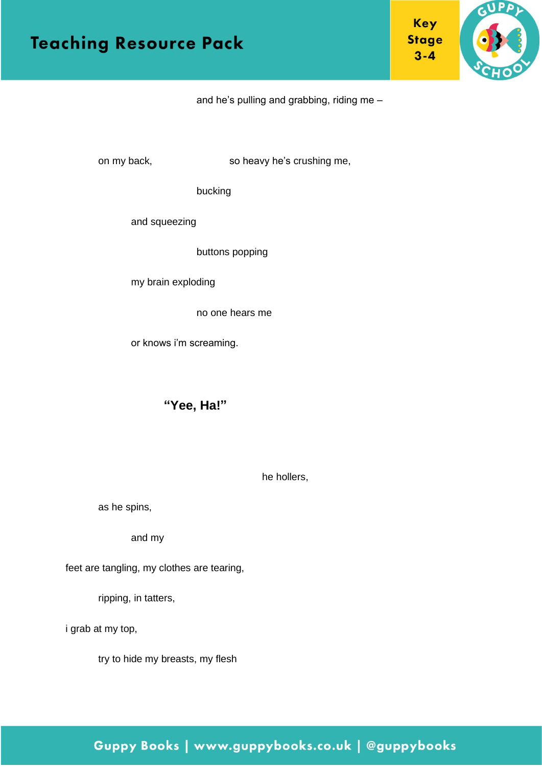and he's pulling and grabbing, riding me –

on my back, so heavy he's crushing me,

bucking

and squeezing

buttons popping

my brain exploding

no one hears me

or knows i'm screaming.

**"Yee, Ha!"**

he hollers,

as he spins,

and my

feet are tangling, my clothes are tearing,

ripping, in tatters,

i grab at my top,

try to hide my breasts, my flesh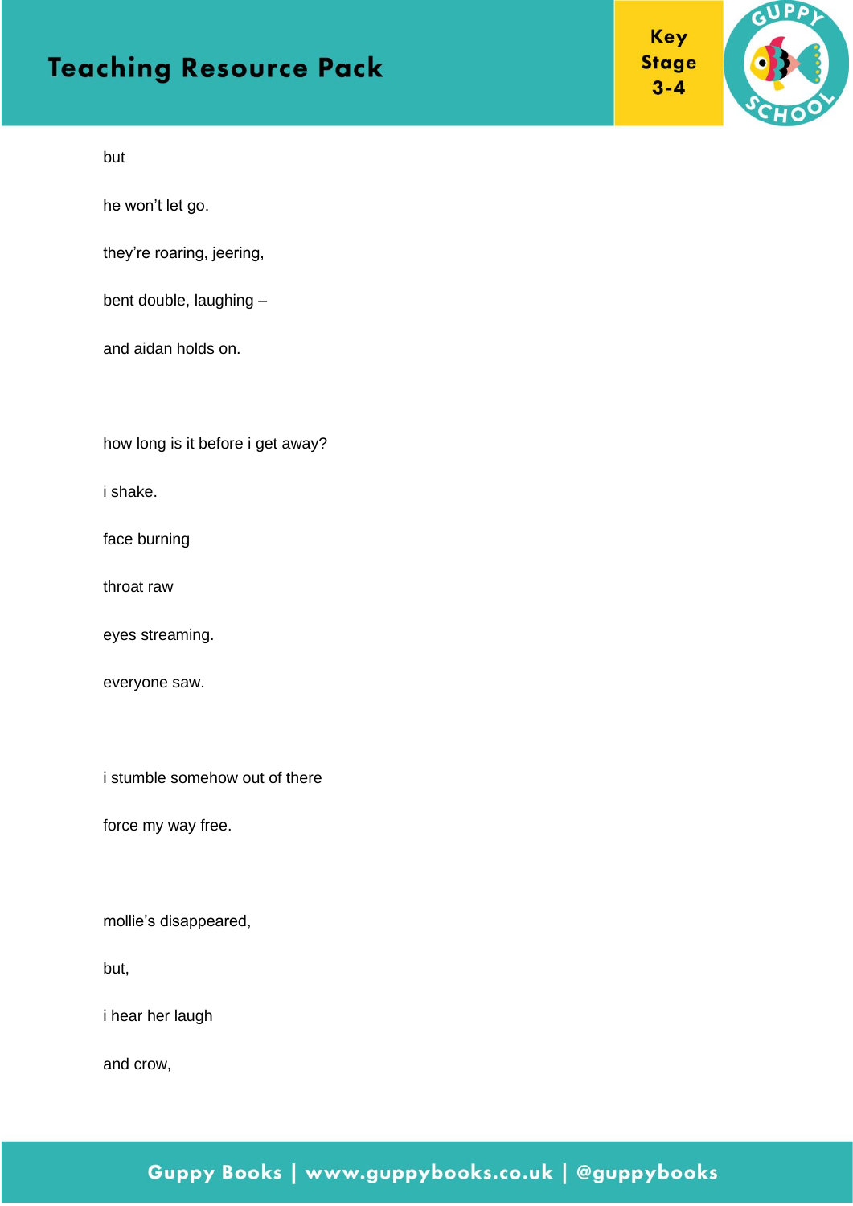but

he won't let go.

they're roaring, jeering,

bent double, laughing –

and aidan holds on.

how long is it before i get away?

i shake.

face burning

throat raw

eyes streaming.

everyone saw.

i stumble somehow out of there

force my way free.

mollie's disappeared,

but,

i hear her laugh

and crow,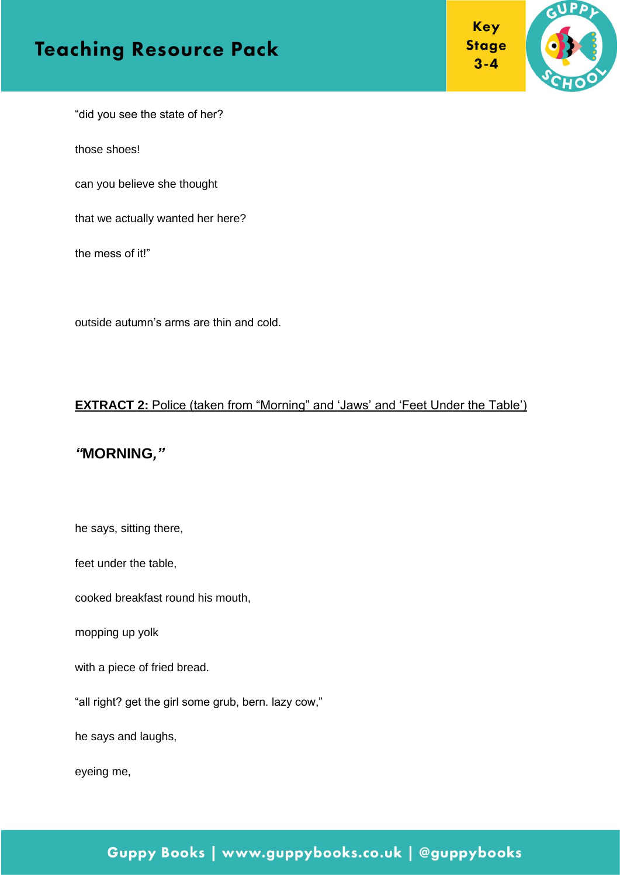"did you see the state of her?

those shoes!

can you believe she thought

that we actually wanted her here?

the mess of it!"

outside autumn's arms are thin and cold.

**EXTRACT 2:** Police (taken from "Morning" and 'Jaws' and 'Feet Under the Table')

***"*MORNING*,"***

he says, sitting there,

feet under the table,

cooked breakfast round his mouth,

mopping up yolk

with a piece of fried bread.

"all right? get the girl some grub, bern. lazy cow,"

he says and laughs,

eyeing me,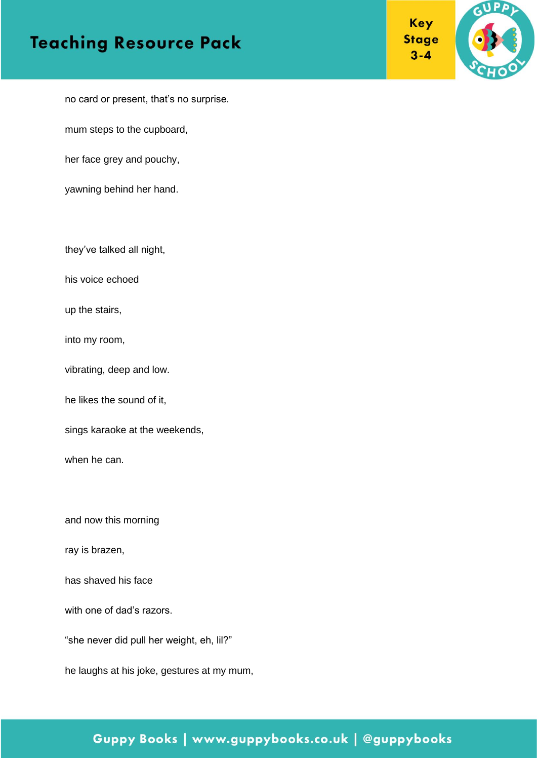no card or present, that's no surprise.

mum steps to the cupboard,

her face grey and pouchy,

yawning behind her hand.

they've talked all night,

his voice echoed

up the stairs,

into my room,

vibrating, deep and low.

he likes the sound of it,

sings karaoke at the weekends,

when he can.

and now this morning

ray is brazen,

has shaved his face

with one of dad's razors.

"she never did pull her weight, eh, lil?"

he laughs at his joke, gestures at my mum,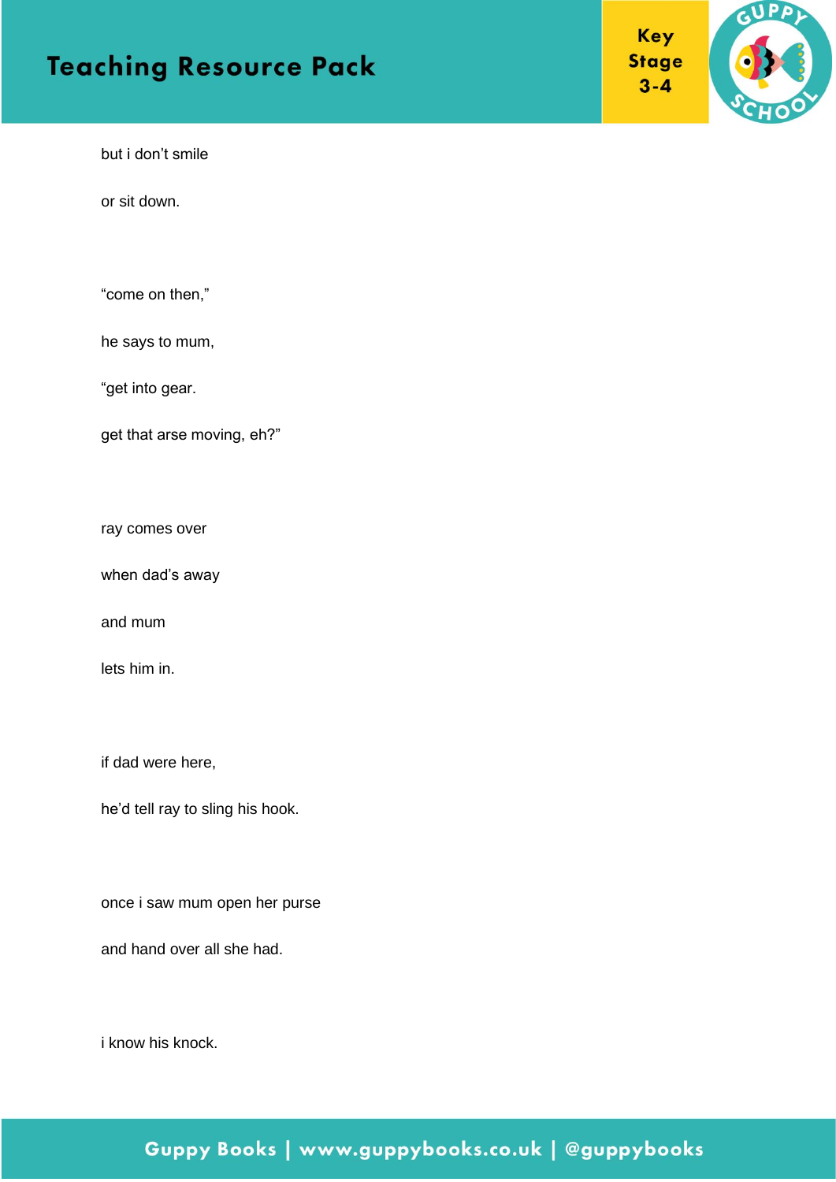but i don't smile

or sit down.

"come on then,"

he says to mum,

"get into gear.

get that arse moving, eh?"

ray comes over

when dad's away

and mum

lets him in.

if dad were here,

he'd tell ray to sling his hook.

once i saw mum open her purse

and hand over all she had.

i know his knock.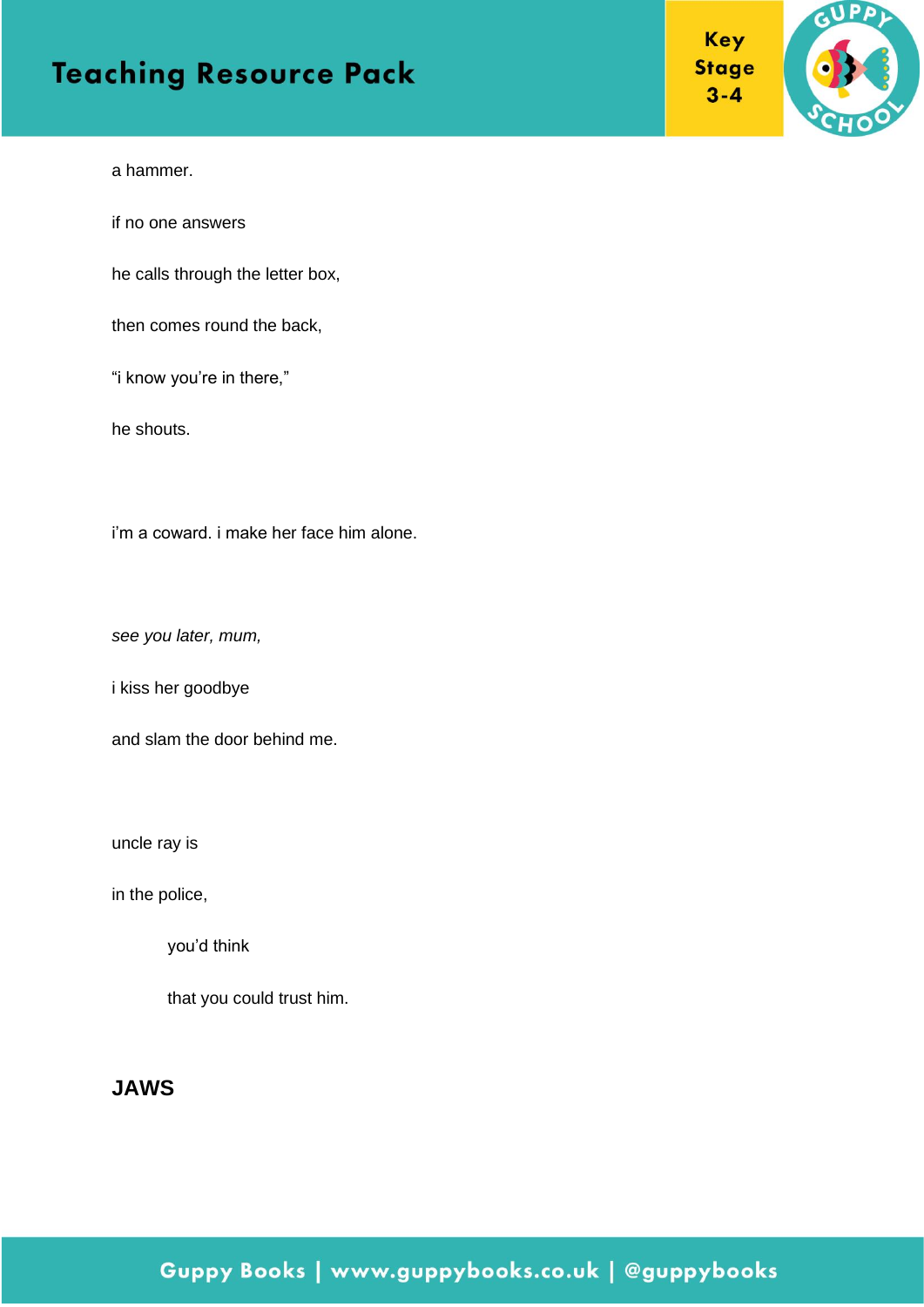a hammer.

if no one answers

he calls through the letter box,

then comes round the back,

“i know you’re in there,”

he shouts.

i’m a coward. i make her face him alone.

*see you later, mum,*

i kiss her goodbye

and slam the door behind me.

uncle ray is

in the police,

    you’d think

    that you could trust him.

**JAWS**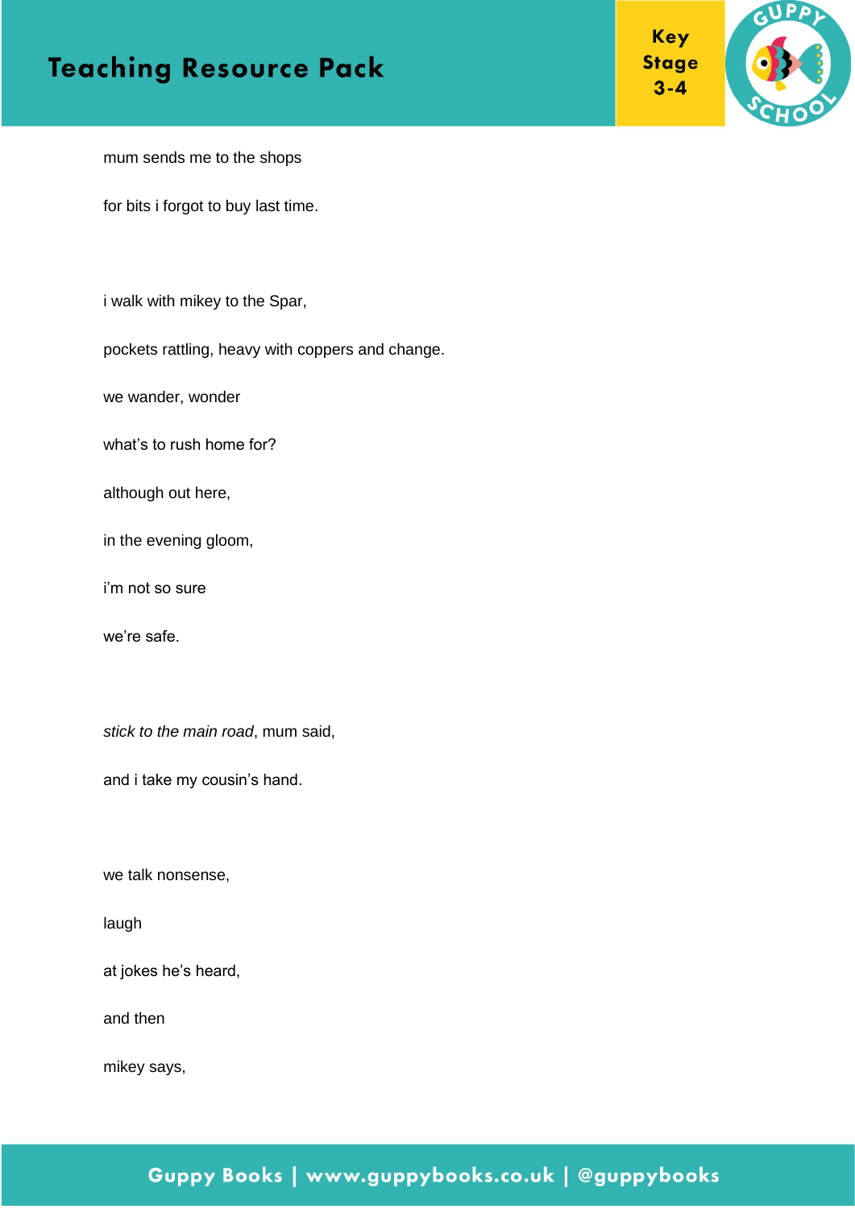mum sends me to the shops

for bits i forgot to buy last time.

i walk with mikey to the Spar,

pockets rattling, heavy with coppers and change.

we wander, wonder

what's to rush home for?

although out here,

in the evening gloom,

i'm not so sure

we're safe.

*stick to the main road*, mum said,

and i take my cousin's hand.

we talk nonsense,

laugh

at jokes he's heard,

and then

mikey says,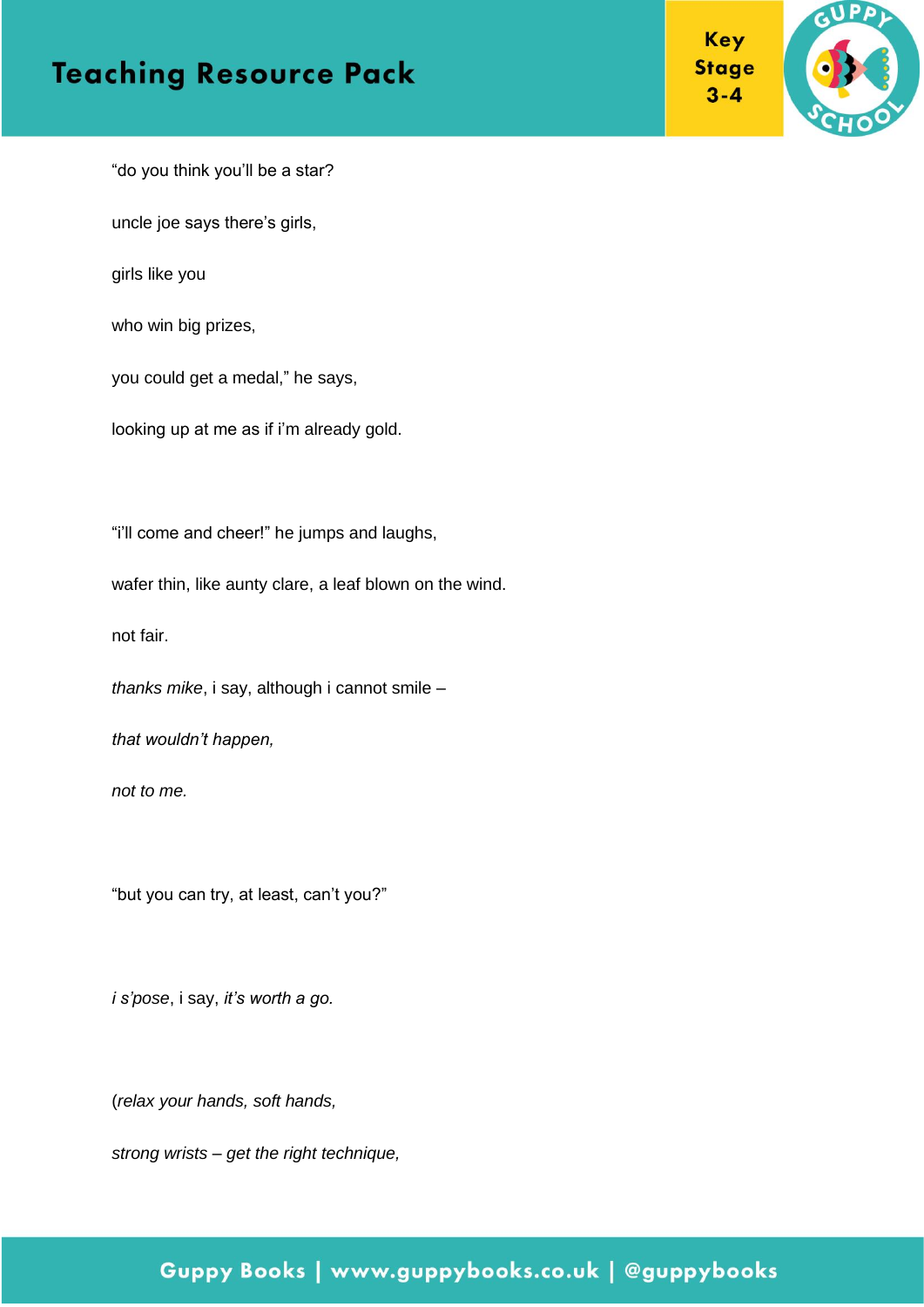“do you think you’ll be a star?

uncle joe says there’s girls,

girls like you

who win big prizes,

you could get a medal,” he says,

looking up at me as if i’m already gold.

“i’ll come and cheer!” he jumps and laughs,

wafer thin, like aunty clare, a leaf blown on the wind.

not fair.

*thanks mike*, i say, although i cannot smile –

*that wouldn’t happen,*

*not to me.*

“but you can try, at least, can’t you?”

*i s’pose*, i say, *it’s worth a go.*

(*relax your hands, soft hands,*

*strong wrists – get the right technique,*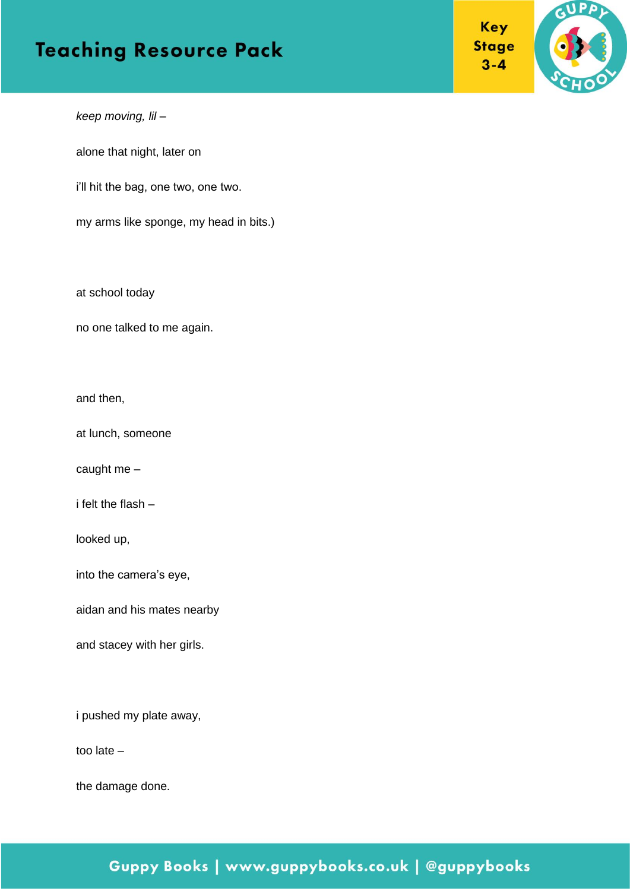*keep moving, lil –*

alone that night, later on

i'll hit the bag, one two, one two.

my arms like sponge, my head in bits.)

at school today

no one talked to me again.

and then,

at lunch, someone

caught me –

i felt the flash –

looked up,

into the camera's eye,

aidan and his mates nearby

and stacey with her girls.

i pushed my plate away,

too late –

the damage done.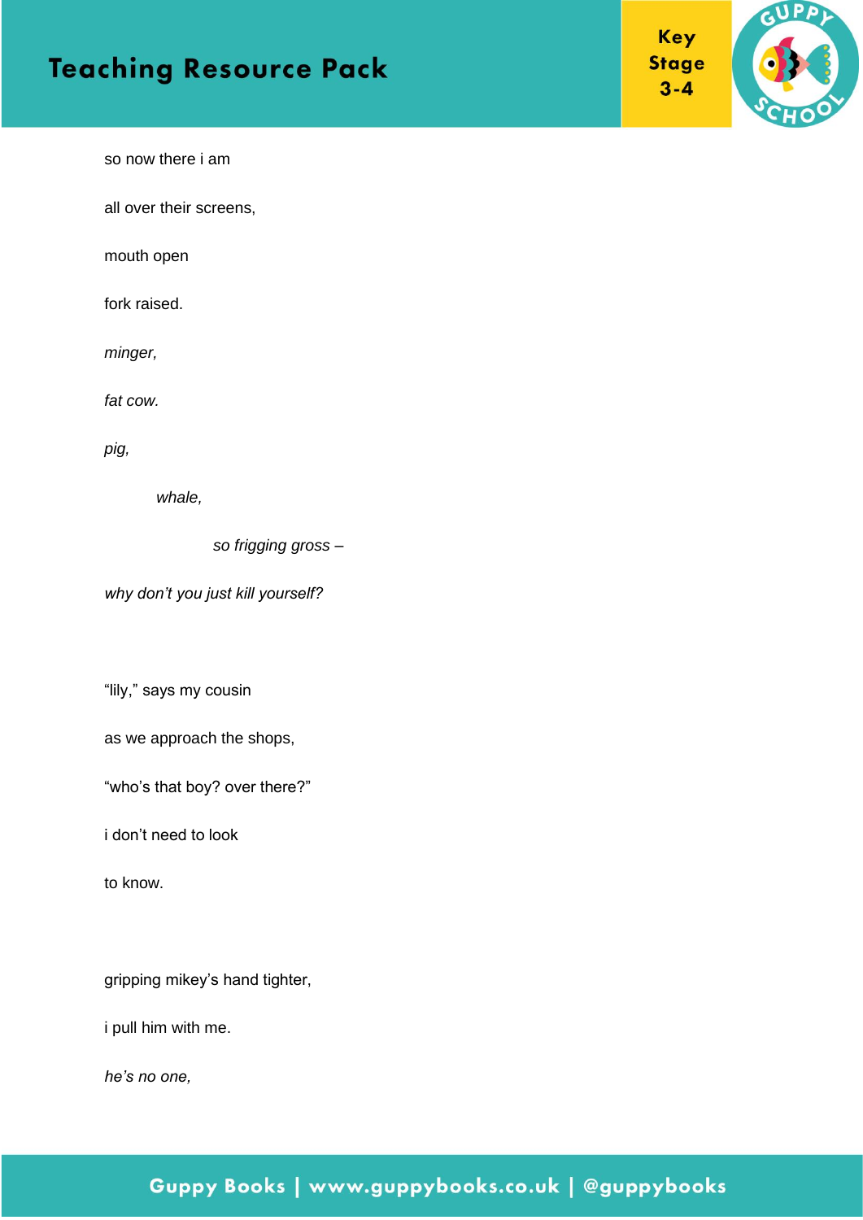so now there i am

all over their screens,

mouth open

fork raised.

*minger,*

*fat cow.*

*pig,*

&nbsp;&nbsp;&nbsp;&nbsp;&nbsp;&nbsp;&nbsp;&nbsp;&nbsp;&nbsp;*whale,*

&nbsp;&nbsp;&nbsp;&nbsp;&nbsp;&nbsp;&nbsp;&nbsp;&nbsp;&nbsp;&nbsp;&nbsp;&nbsp;&nbsp;&nbsp;&nbsp;&nbsp;&nbsp;&nbsp;&nbsp;*so frigging gross –*

*why don't you just kill yourself?*

"lily," says my cousin

as we approach the shops,

"who's that boy? over there?"

i don't need to look

to know.

gripping mikey's hand tighter,

i pull him with me.

*he's no one,*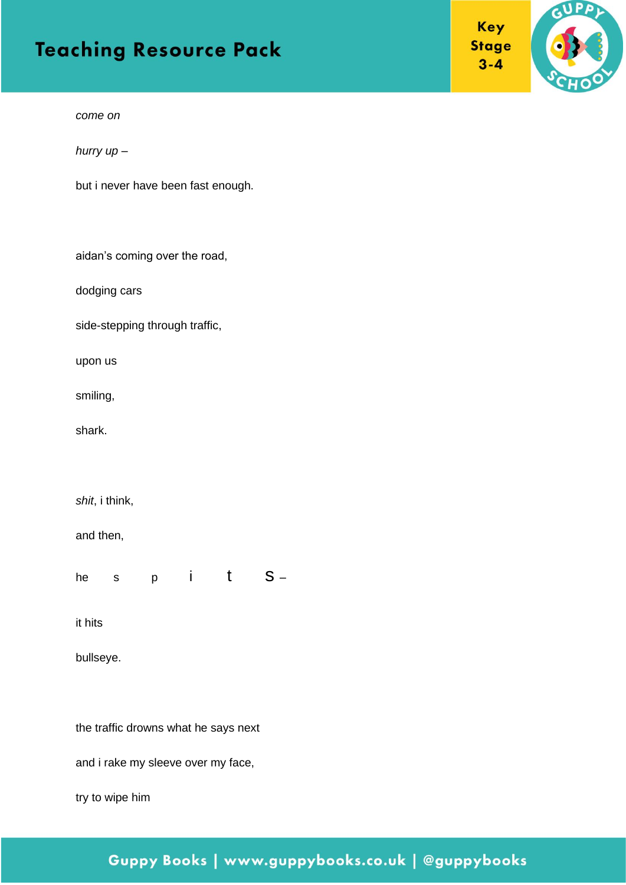*come on*

*hurry up –*

but i never have been fast enough.

aidan's coming over the road,

dodging cars

side-stepping through traffic,

upon us

smiling,

shark.

*shit*, i think,

and then,

he s p i t s –

it hits

bullseye.

the traffic drowns what he says next

and i rake my sleeve over my face,

try to wipe him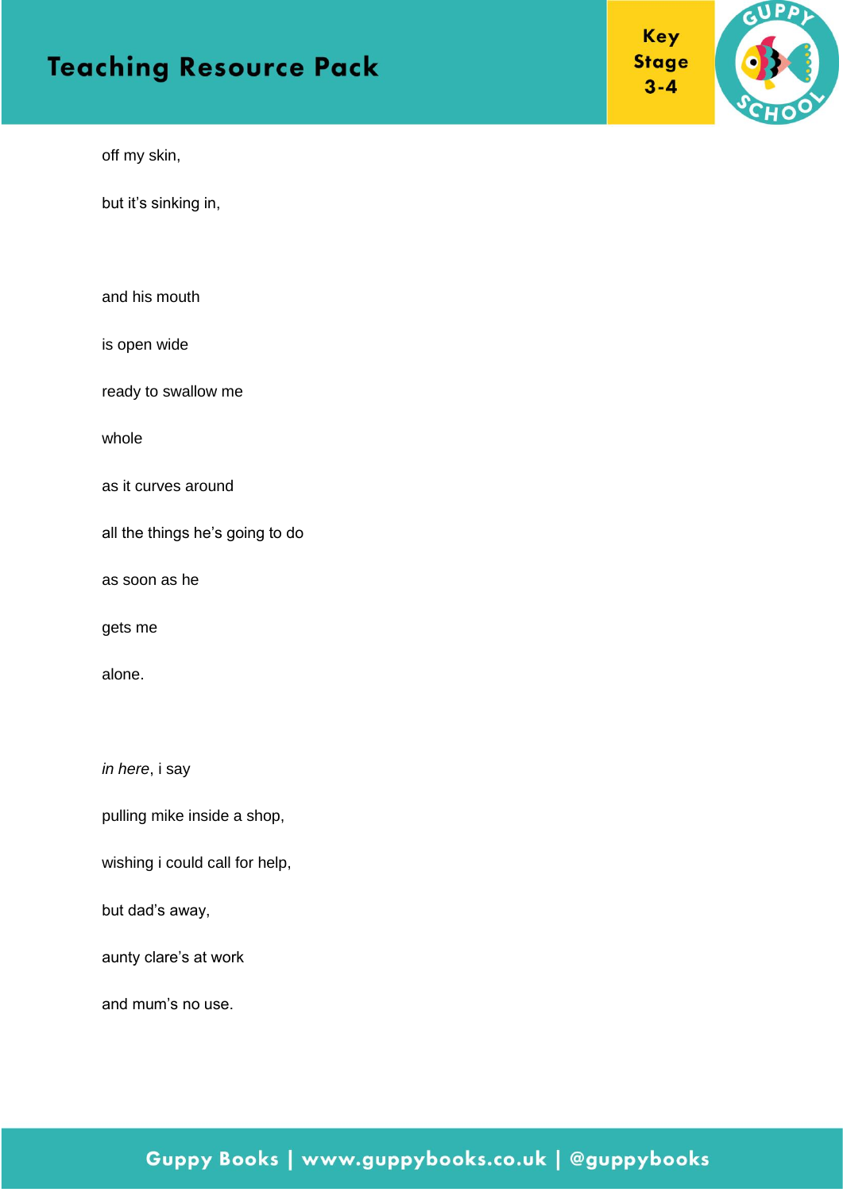off my skin,

but it's sinking in,

and his mouth

is open wide

ready to swallow me

whole

as it curves around

all the things he's going to do

as soon as he

gets me

alone.

*in here*, i say

pulling mike inside a shop,

wishing i could call for help,

but dad's away,

aunty clare's at work

and mum's no use.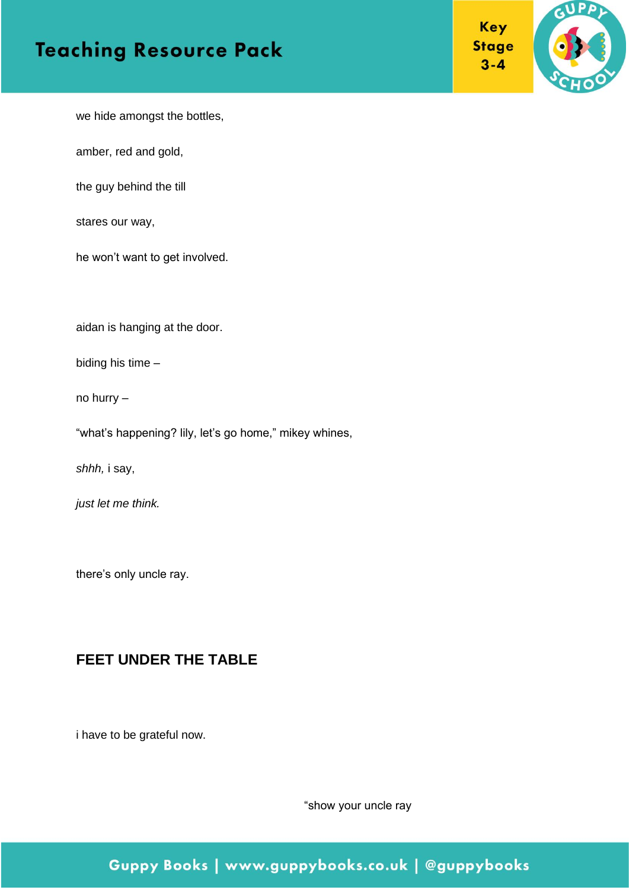we hide amongst the bottles,

amber, red and gold,

the guy behind the till

stares our way,

he won't want to get involved.

aidan is hanging at the door.

biding his time –

no hurry –

"what's happening? lily, let's go home," mikey whines,

*shhh,* i say,

*just let me think.*

there's only uncle ray.

## FEET UNDER THE TABLE

i have to be grateful now.

"show your uncle ray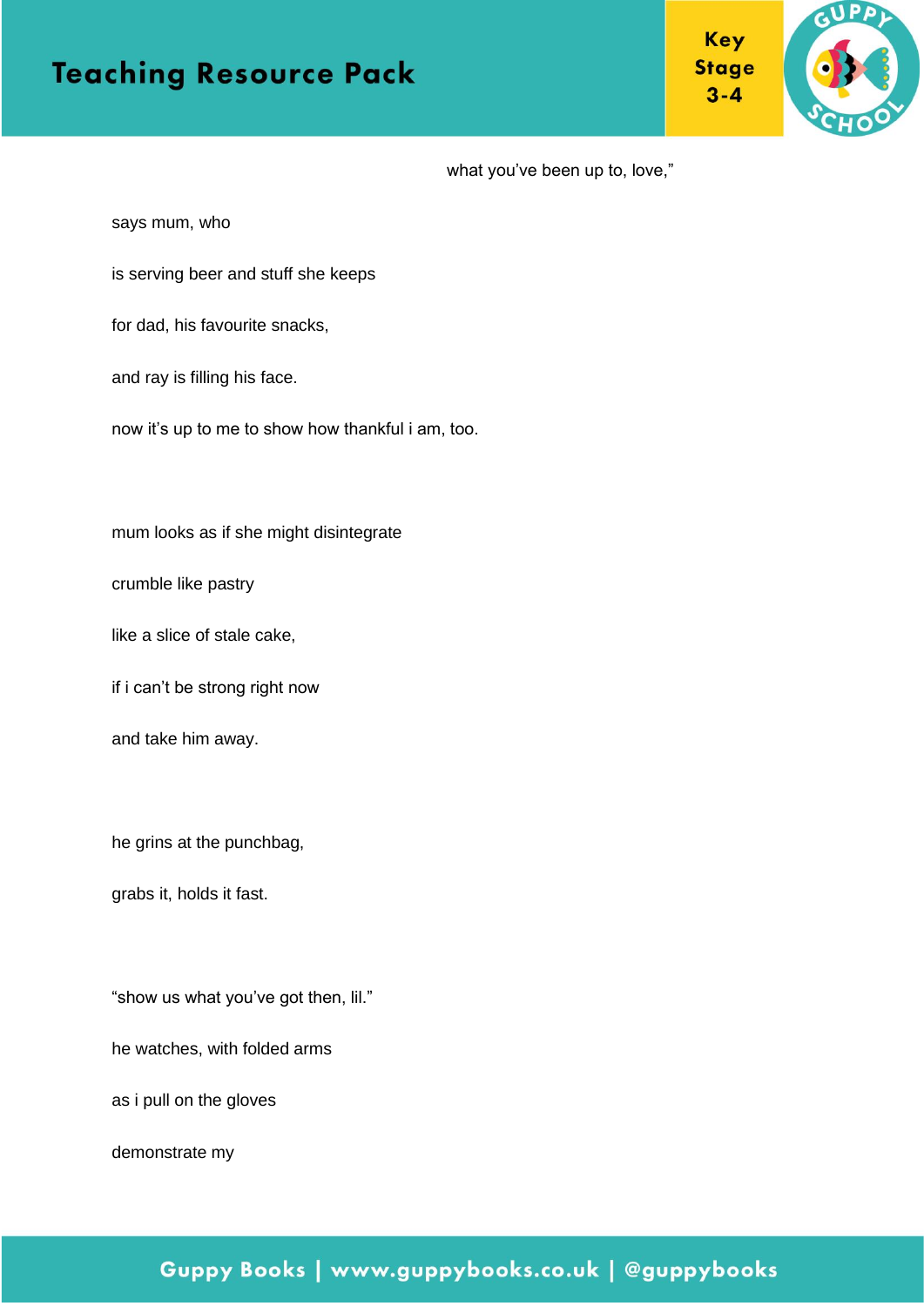what you've been up to, love,"

says mum, who

is serving beer and stuff she keeps

for dad, his favourite snacks,

and ray is filling his face.

now it's up to me to show how thankful i am, too.

mum looks as if she might disintegrate

crumble like pastry

like a slice of stale cake,

if i can't be strong right now

and take him away.

he grins at the punchbag,

grabs it, holds it fast.

"show us what you've got then, lil."

he watches, with folded arms

as i pull on the gloves

demonstrate my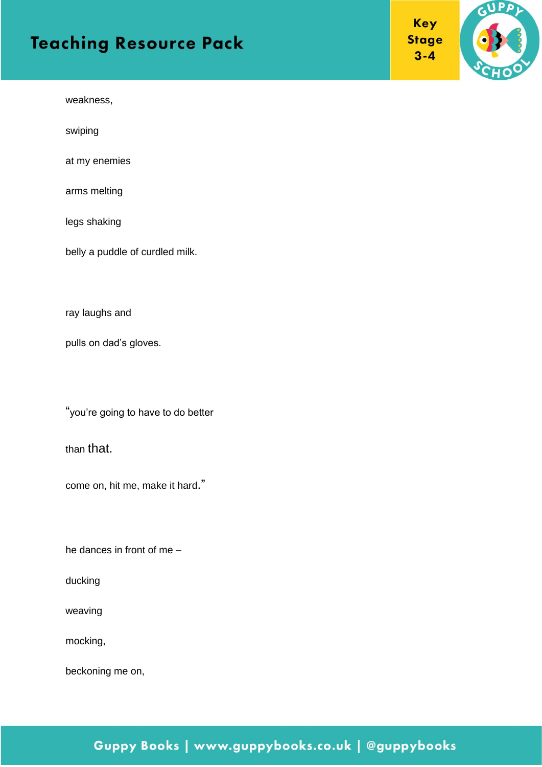weakness,

swiping

at my enemies

arms melting

legs shaking

belly a puddle of curdled milk.

ray laughs and

pulls on dad's gloves.

"you're going to have to do better

than that.

come on, hit me, make it hard."

he dances in front of me –

ducking

weaving

mocking,

beckoning me on,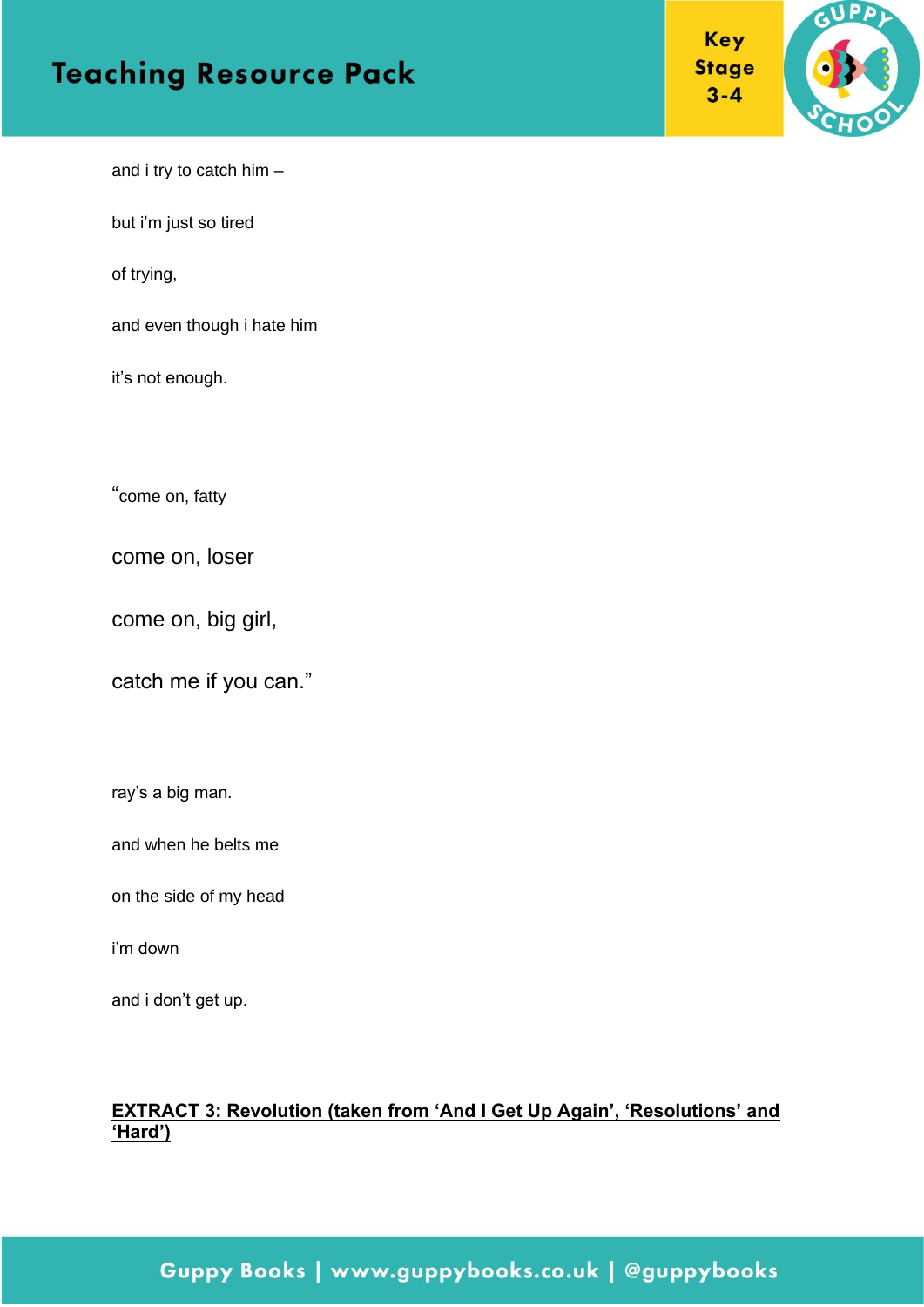and i try to catch him –

but i'm just so tired

of trying,

and even though i hate him

it's not enough.

"come on, fatty

come on, loser

come on, big girl,

catch me if you can."

ray's a big man.

and when he belts me

on the side of my head

i'm down

and i don't get up.

**EXTRACT 3: Revolution (taken from 'And I Get Up Again', 'Resolutions' and 'Hard')**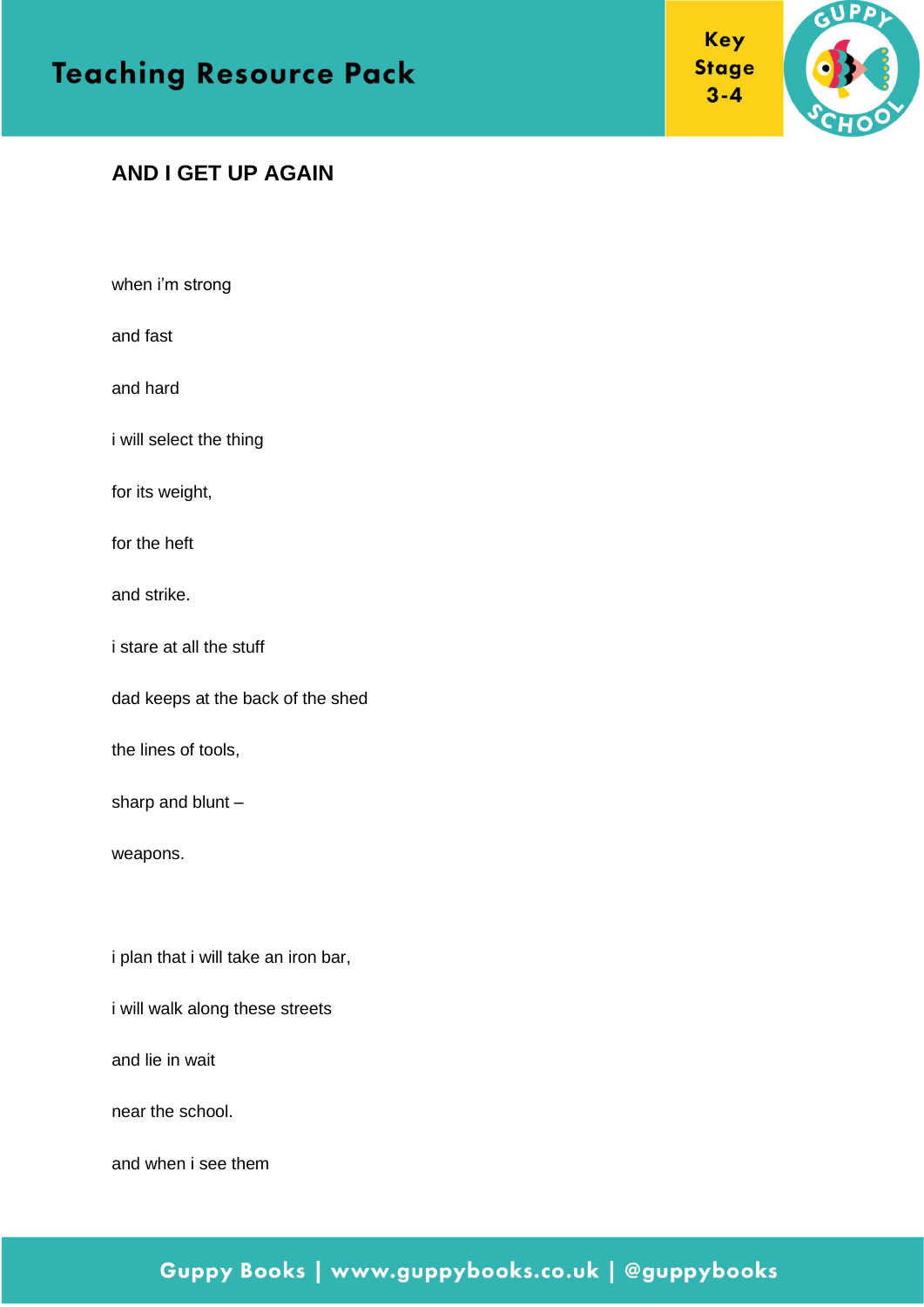## AND I GET UP AGAIN

when i'm strong

and fast

and hard

i will select the thing

for its weight,

for the heft

and strike.

i stare at all the stuff

dad keeps at the back of the shed

the lines of tools,

sharp and blunt –

weapons.

i plan that i will take an iron bar,

i will walk along these streets

and lie in wait

near the school.

and when i see them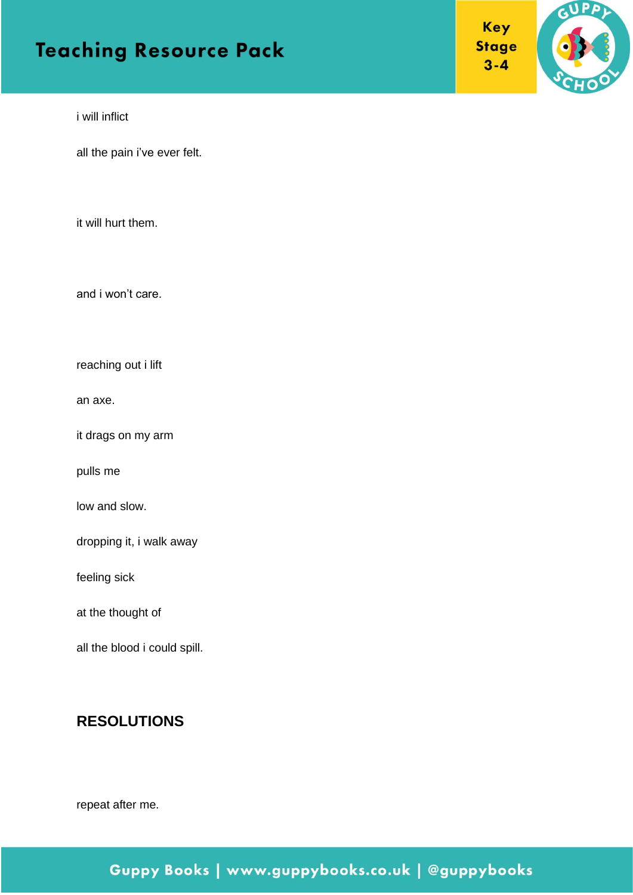i will inflict

all the pain i've ever felt.

it will hurt them.

and i won't care.

reaching out i lift

an axe.

it drags on my arm

pulls me

low and slow.

dropping it, i walk away

feeling sick

at the thought of

all the blood i could spill.

## RESOLUTIONS

repeat after me.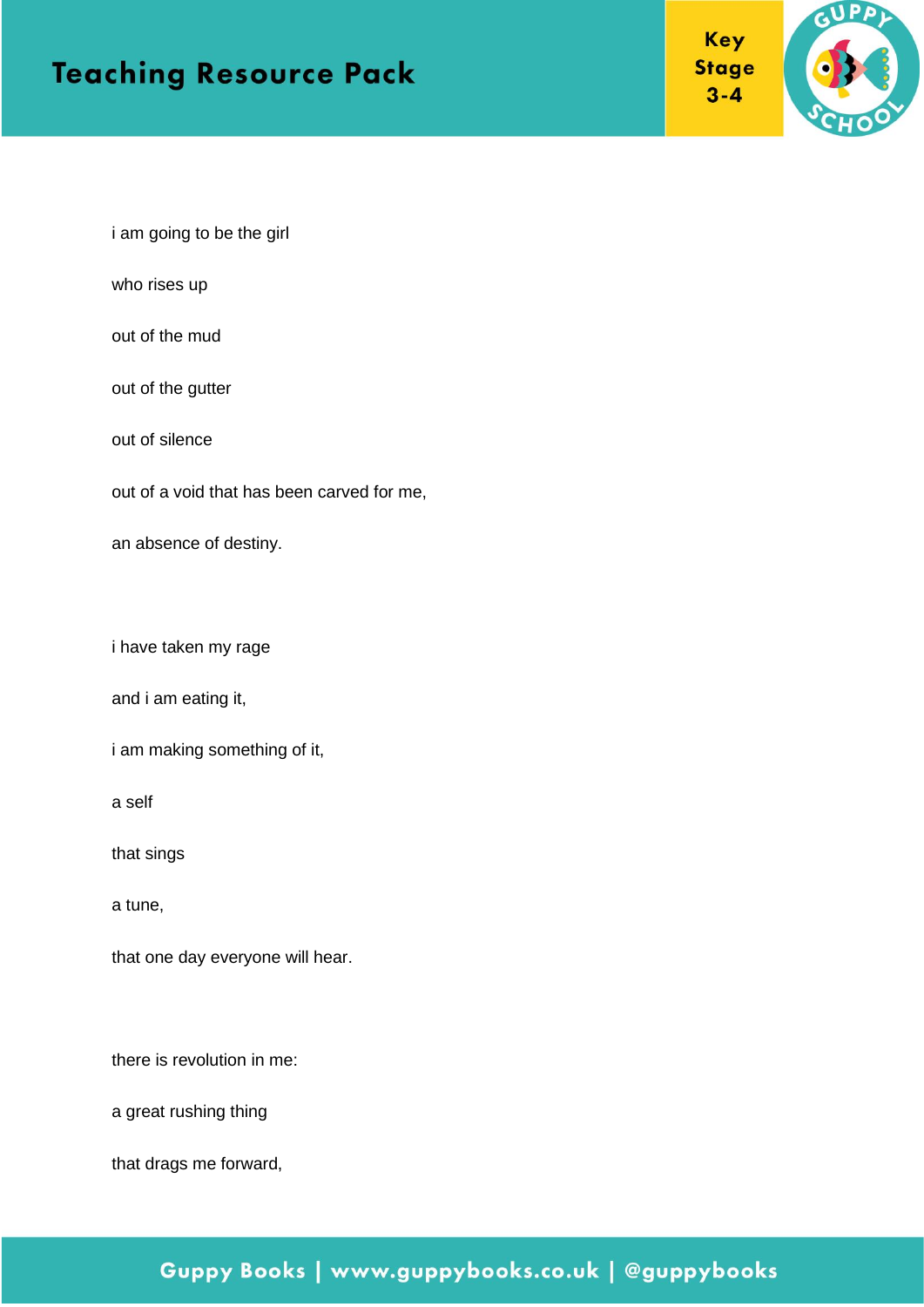i am going to be the girl

who rises up

out of the mud

out of the gutter

out of silence

out of a void that has been carved for me,

an absence of destiny.

i have taken my rage

and i am eating it,

i am making something of it,

a self

that sings

a tune,

that one day everyone will hear.

there is revolution in me:

a great rushing thing

that drags me forward,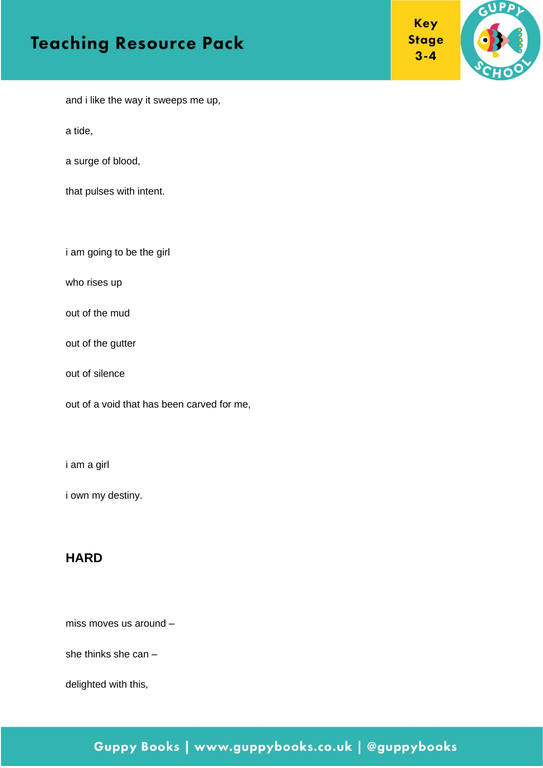and i like the way it sweeps me up,

a tide,

a surge of blood,

that pulses with intent.

i am going to be the girl

who rises up

out of the mud

out of the gutter

out of silence

out of a void that has been carved for me,

i am a girl

i own my destiny.

## HARD

miss moves us around –

she thinks she can –

delighted with this,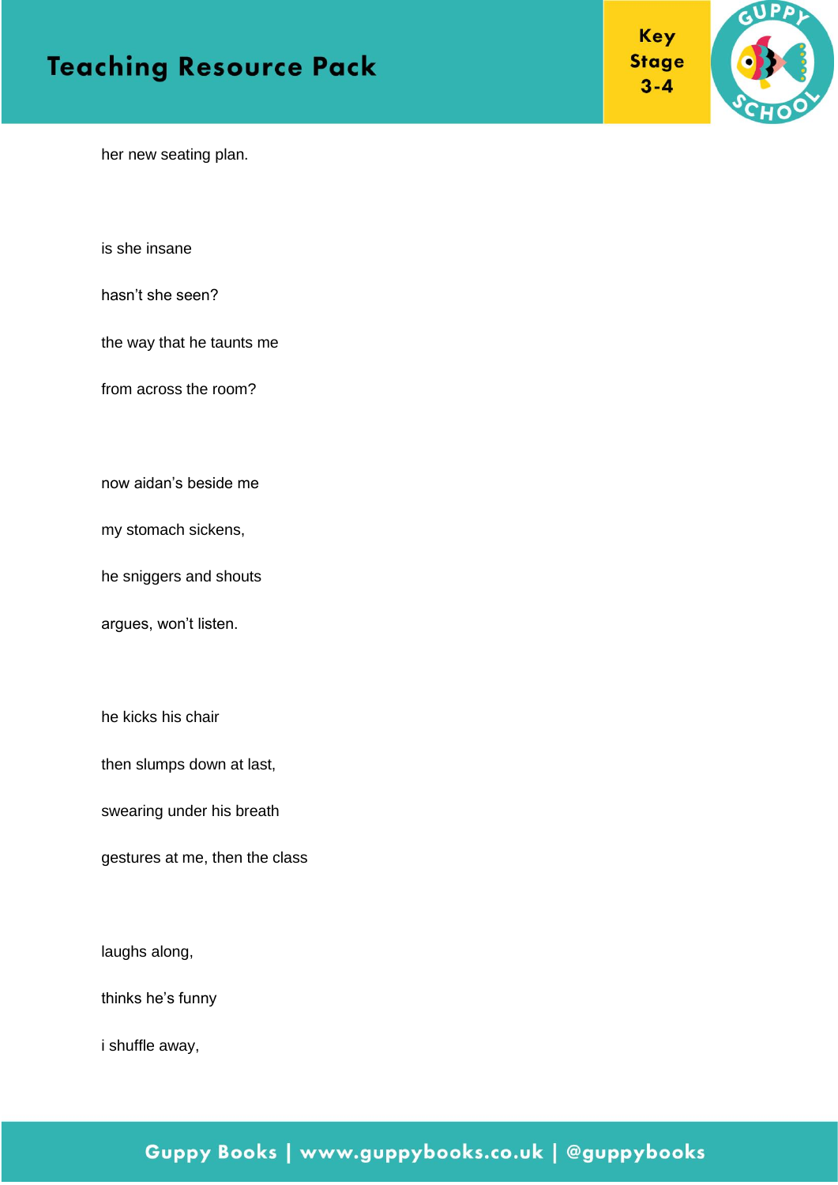her new seating plan.

is she insane

hasn't she seen?

the way that he taunts me

from across the room?

now aidan's beside me

my stomach sickens,

he sniggers and shouts

argues, won't listen.

he kicks his chair

then slumps down at last,

swearing under his breath

gestures at me, then the class

laughs along,

thinks he's funny

i shuffle away,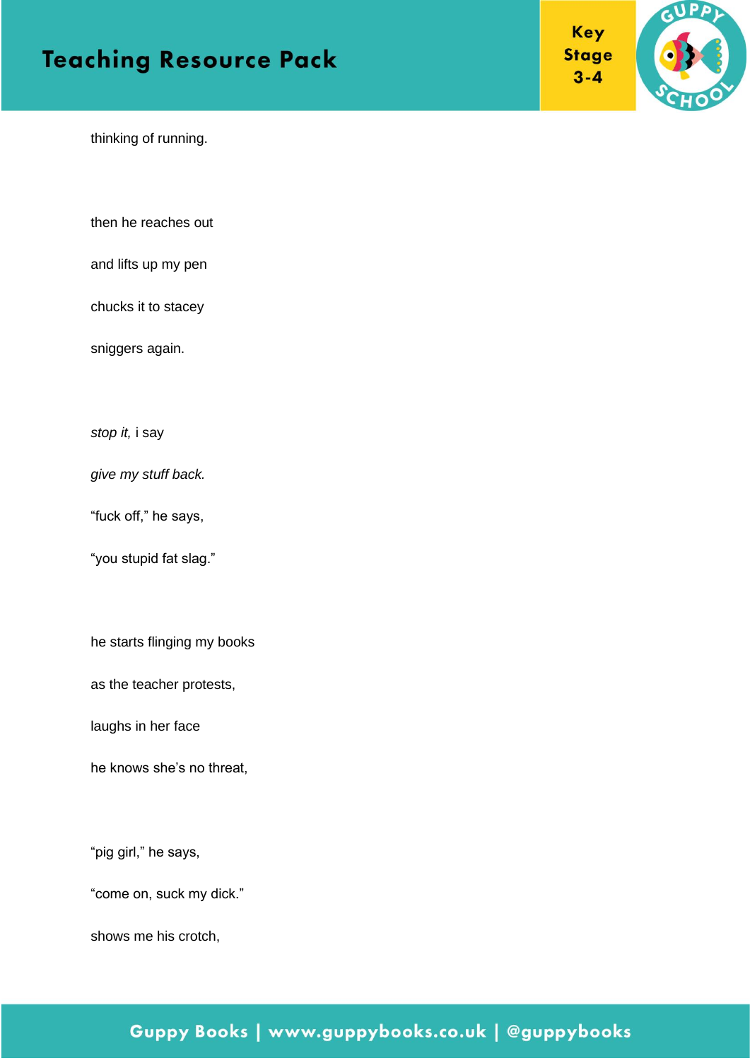thinking of running.

then he reaches out

and lifts up my pen

chucks it to stacey

sniggers again.

*stop it,* i say

*give my stuff back.*

“fuck off,” he says,

“you stupid fat slag.”

he starts flinging my books

as the teacher protests,

laughs in her face

he knows she’s no threat,

“pig girl,” he says,

“come on, suck my dick.”

shows me his crotch,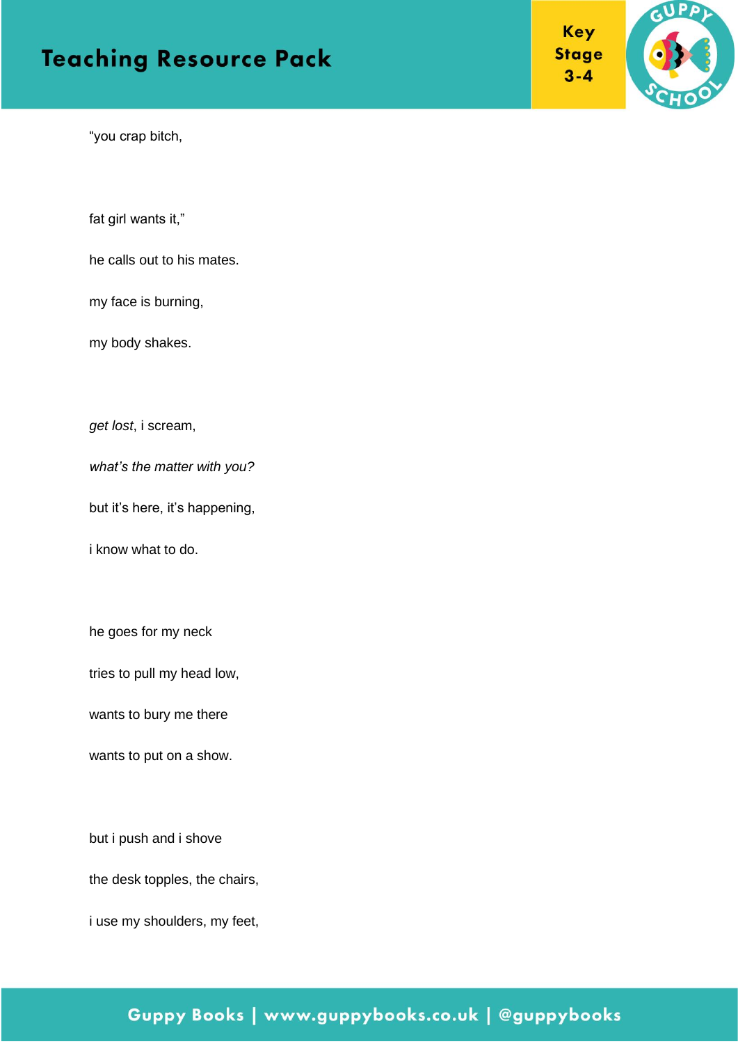“you crap bitch,

fat girl wants it,”

he calls out to his mates.

my face is burning,

my body shakes.

*get lost*, i scream,

*what’s the matter with you?*

but it’s here, it’s happening,

i know what to do.

he goes for my neck

tries to pull my head low,

wants to bury me there

wants to put on a show.

but i push and i shove

the desk topples, the chairs,

i use my shoulders, my feet,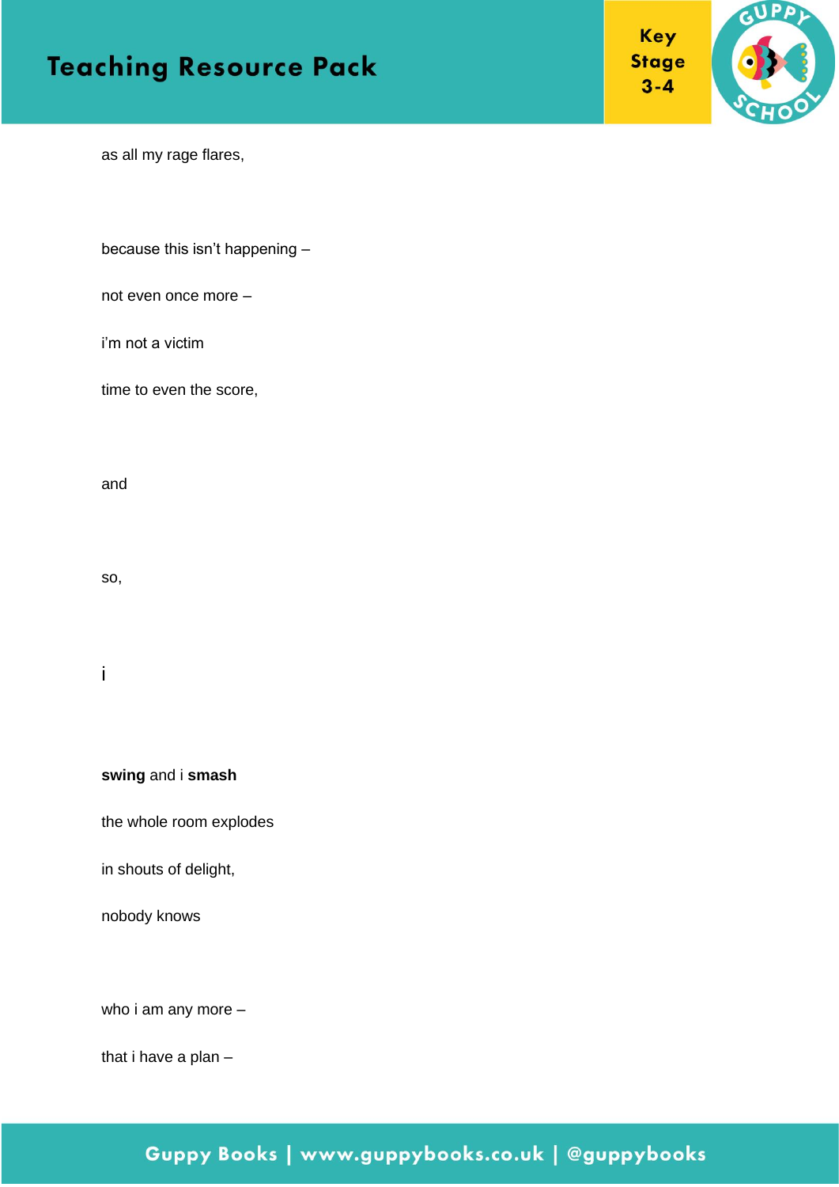as all my rage flares,

because this isn’t happening –

not even once more –

i’m not a victim

time to even the score,

and

so,

i

**swing** and i **smash**

the whole room explodes

in shouts of delight,

nobody knows

who i am any more –

that i have a plan –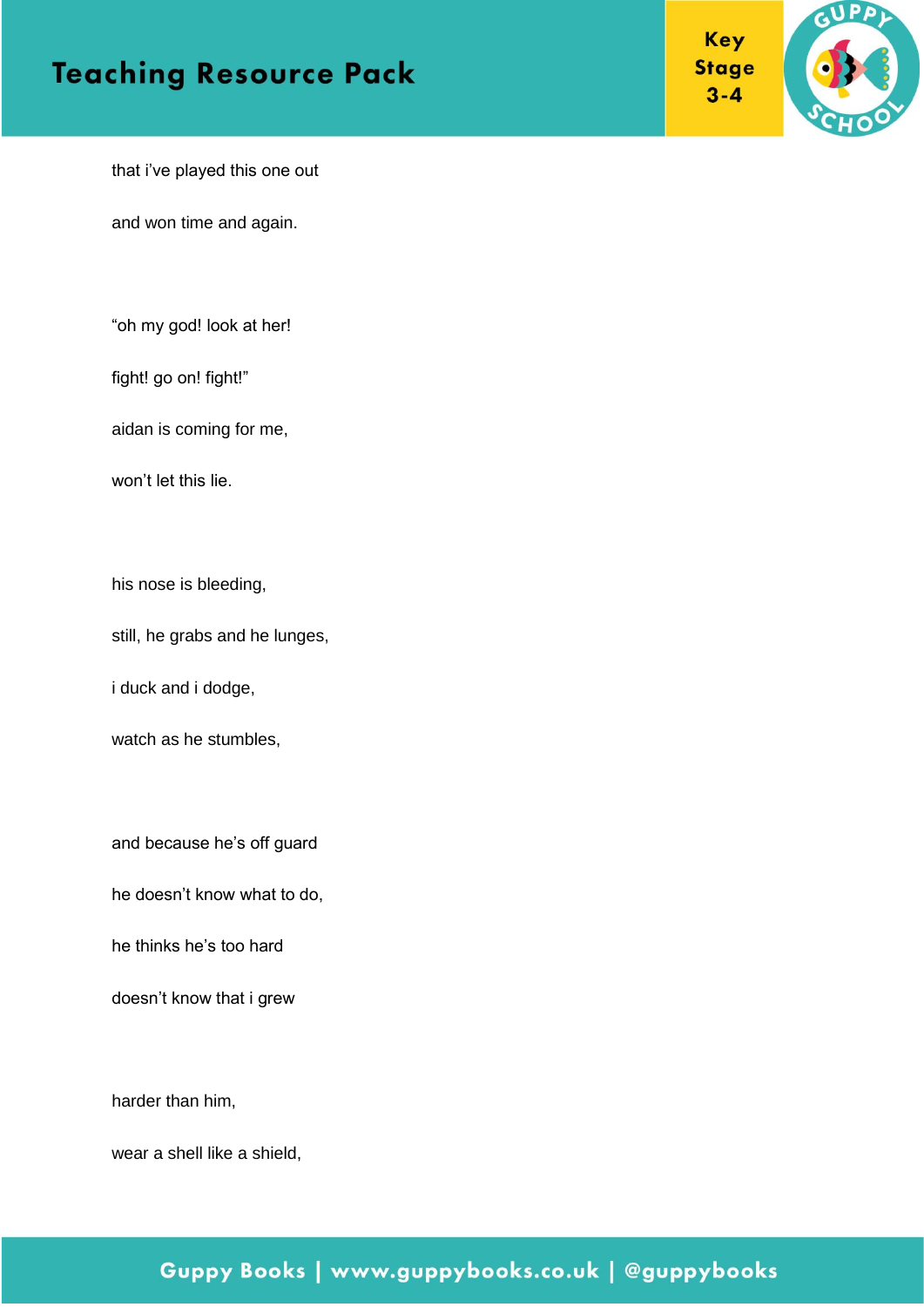that i've played this one out

and won time and again.

"oh my god! look at her!

fight! go on! fight!"

aidan is coming for me,

won't let this lie.

his nose is bleeding,

still, he grabs and he lunges,

i duck and i dodge,

watch as he stumbles,

and because he's off guard

he doesn't know what to do,

he thinks he's too hard

doesn't know that i grew

harder than him,

wear a shell like a shield,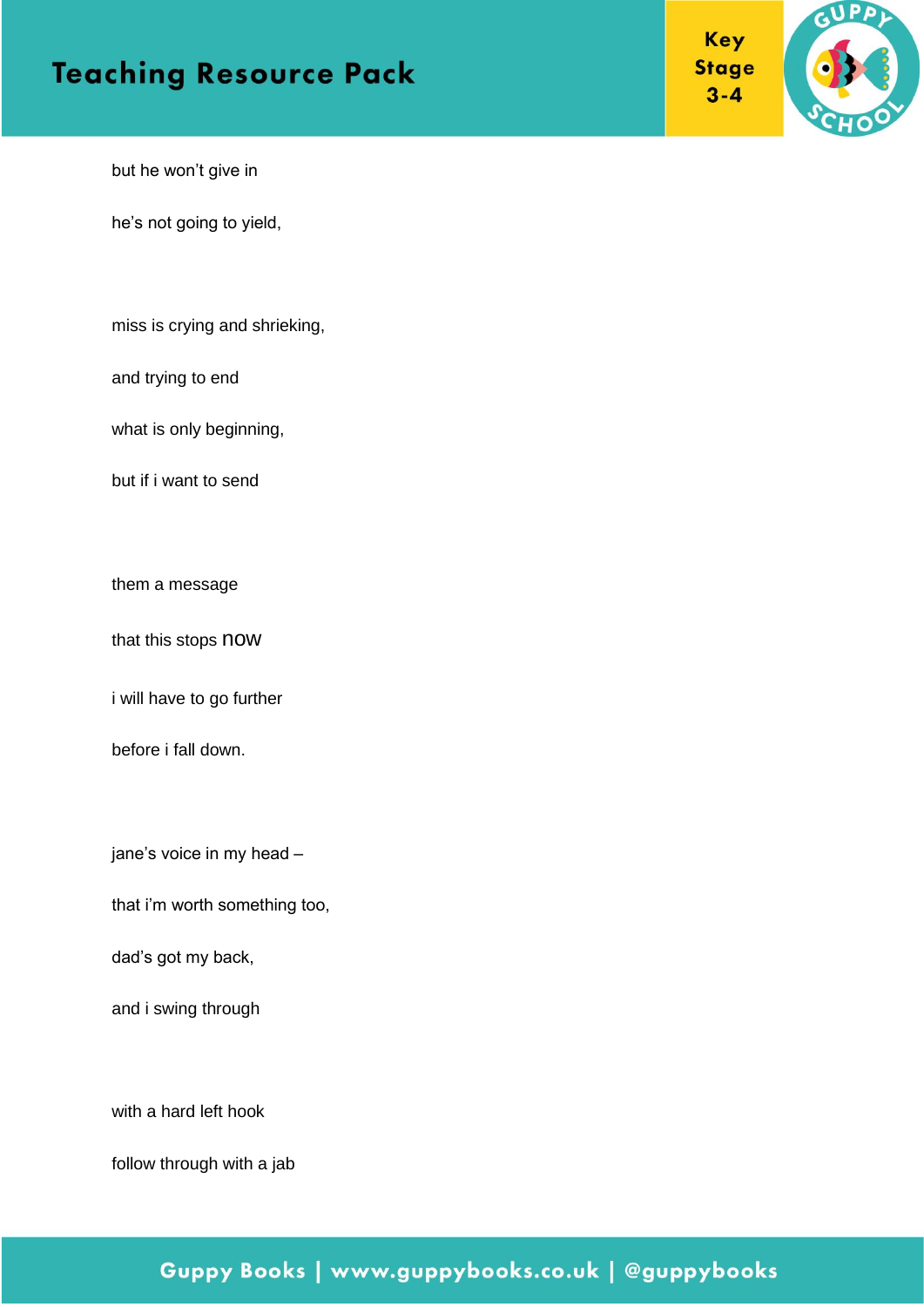but he won't give in

he's not going to yield,

miss is crying and shrieking,

and trying to end

what is only beginning,

but if i want to send

them a message

that this stops now

i will have to go further

before i fall down.

jane's voice in my head –

that i'm worth something too,

dad's got my back,

and i swing through

with a hard left hook

follow through with a jab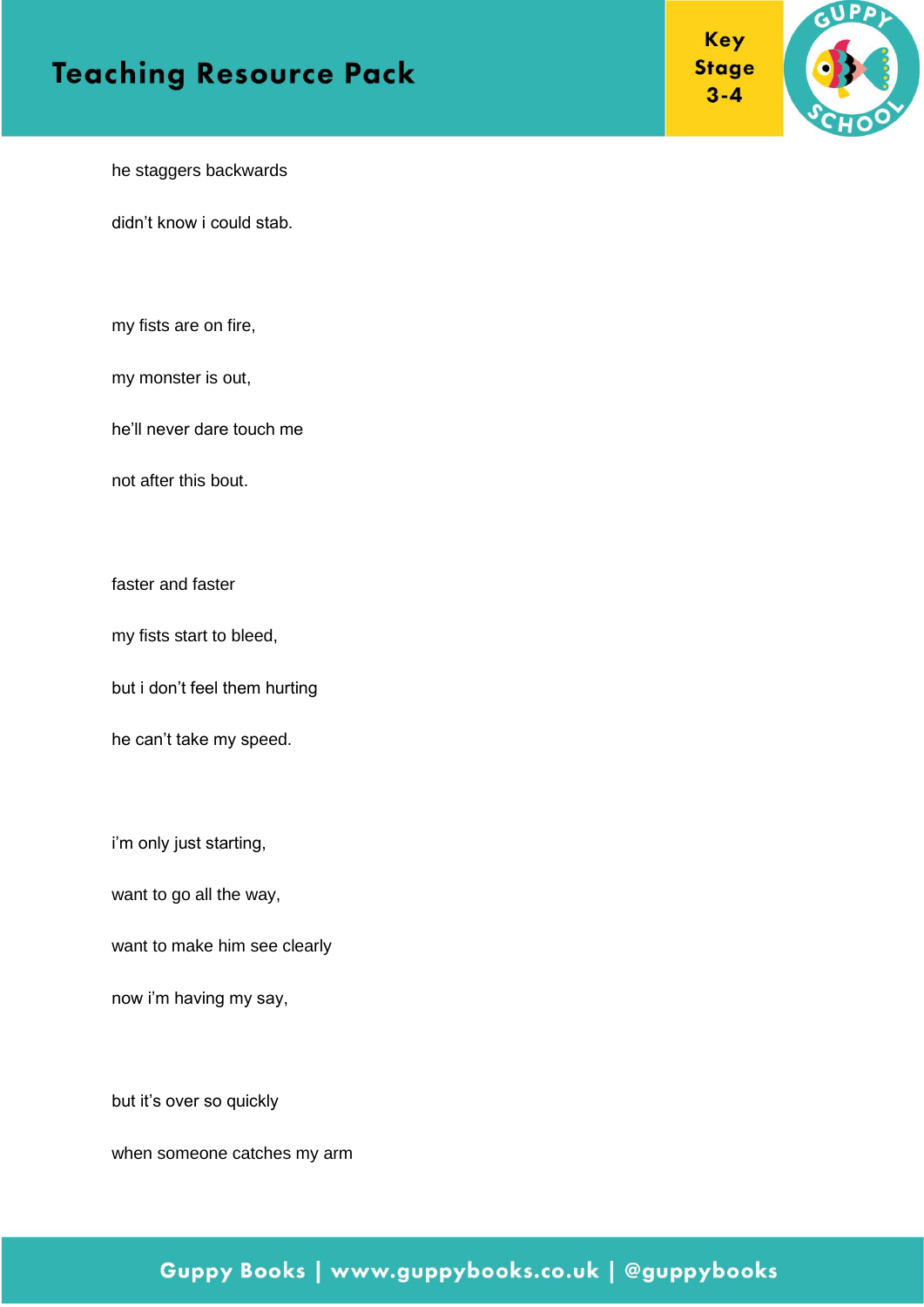he staggers backwards

didn't know i could stab.

my fists are on fire,

my monster is out,

he'll never dare touch me

not after this bout.

faster and faster

my fists start to bleed,

but i don't feel them hurting

he can't take my speed.

i'm only just starting,

want to go all the way,

want to make him see clearly

now i'm having my say,

but it's over so quickly

when someone catches my arm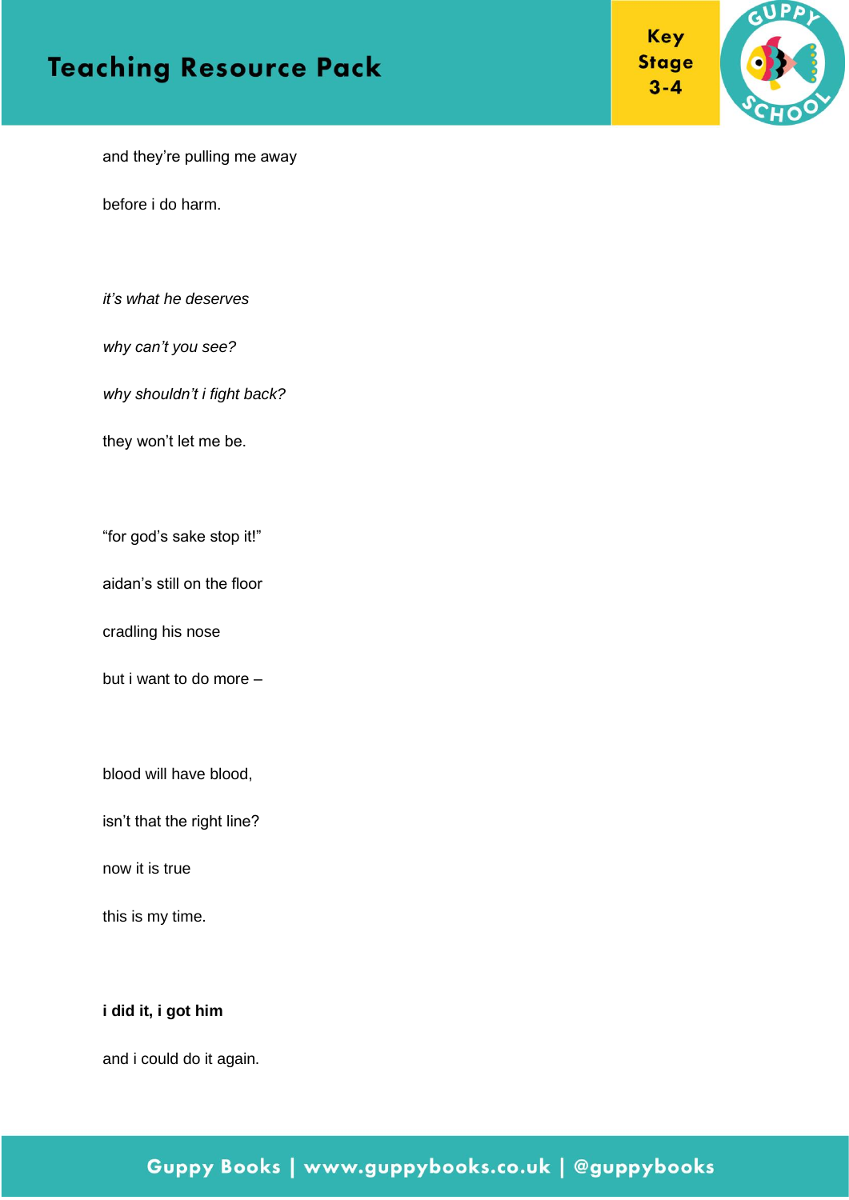and they're pulling me away

before i do harm.

*it's what he deserves*

*why can't you see?*

*why shouldn't i fight back?*

they won't let me be.

"for god's sake stop it!"

aidan's still on the floor

cradling his nose

but i want to do more –

blood will have blood,

isn't that the right line?

now it is true

this is my time.

**i did it, i got him**

and i could do it again.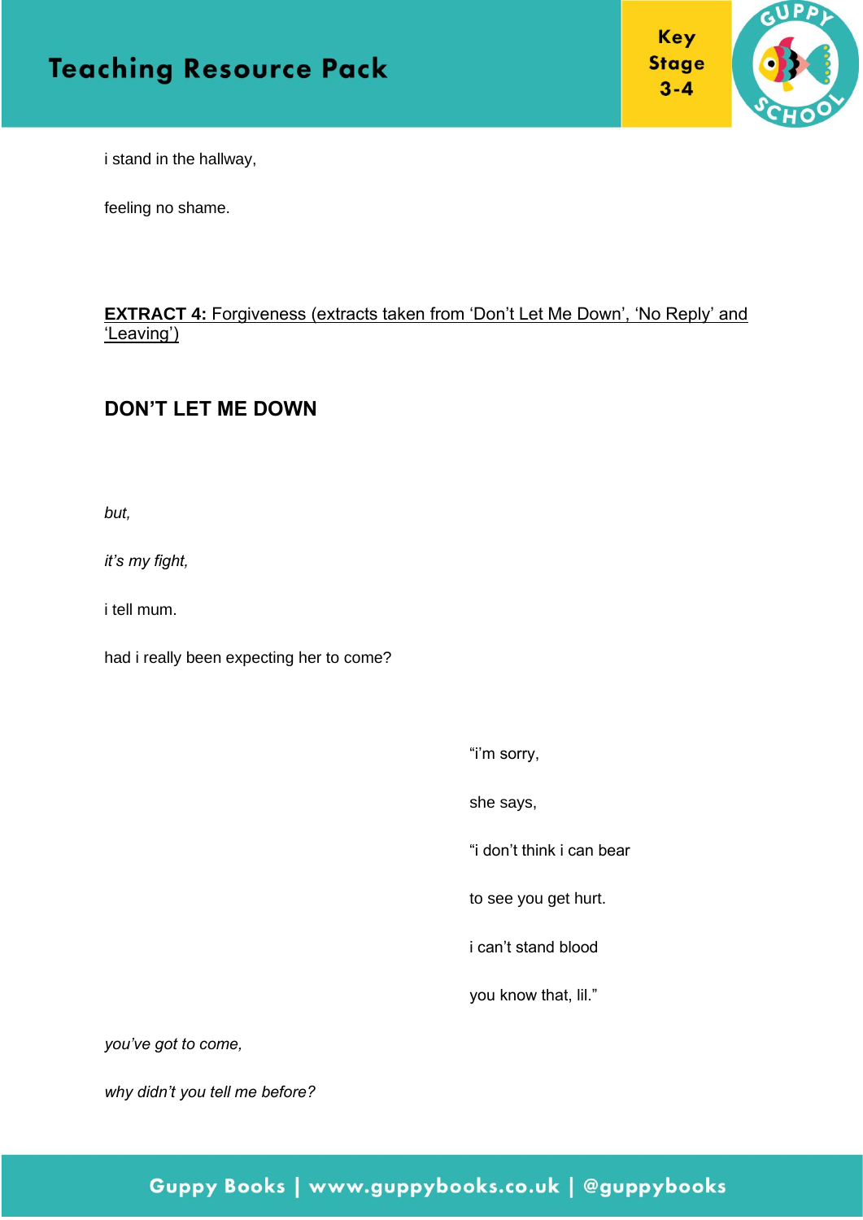i stand in the hallway,

feeling no shame.

**EXTRACT 4:** Forgiveness (extracts taken from ‘Don’t Let Me Down’, ‘No Reply’ and ‘Leaving’)

### DON’T LET ME DOWN

*but,*

*it’s my fight,*

i tell mum.

had i really been expecting her to come?

“i’m sorry,

she says,

“i don’t think i can bear

to see you get hurt.

i can’t stand blood

you know that, lil.”

*you’ve got to come,*

*why didn’t you tell me before?*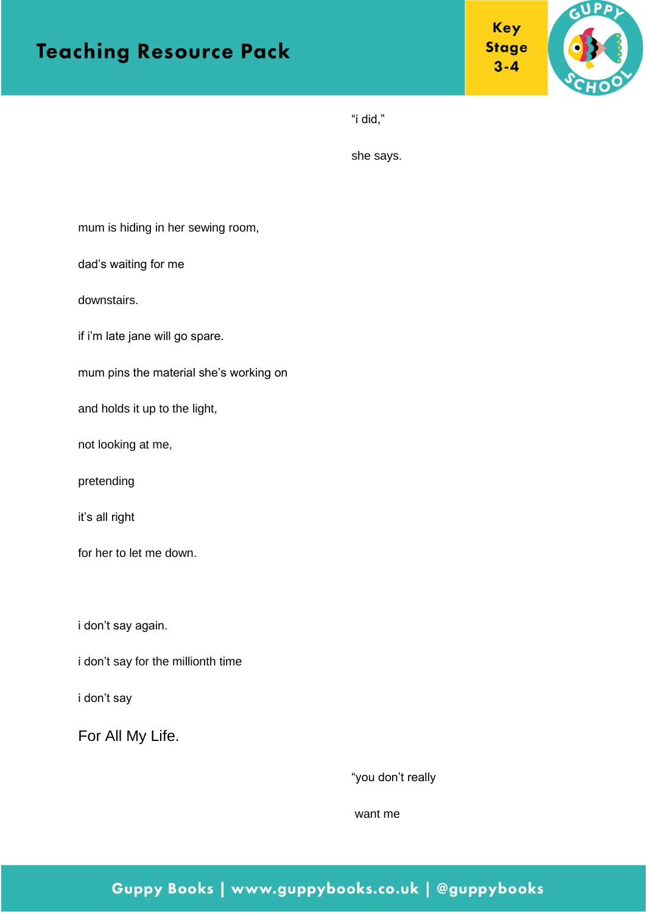"i did,"

she says.

mum is hiding in her sewing room,

dad's waiting for me

downstairs.

if i'm late jane will go spare.

mum pins the material she's working on

and holds it up to the light,

not looking at me,

pretending

it's all right

for her to let me down.

i don't say again.

i don't say for the millionth time

i don't say

For All My Life.

"you don't really

want me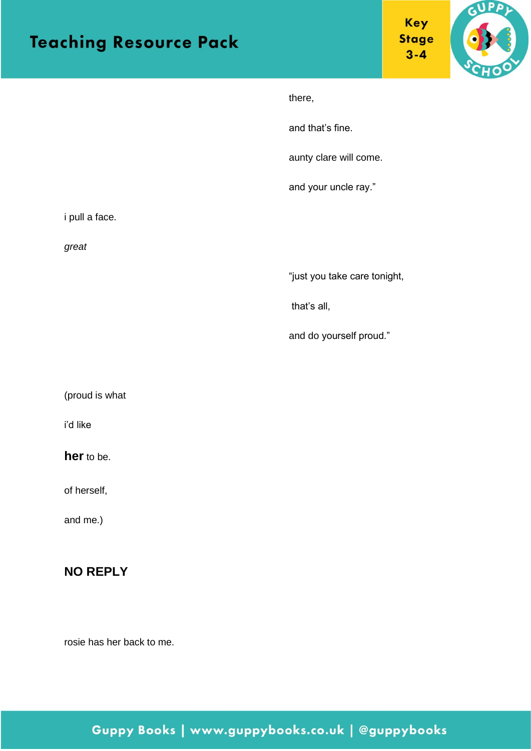there,

and that's fine.

aunty clare will come.

and your uncle ray."

i pull a face.

*great*

"just you take care tonight,

that's all,

and do yourself proud."

(proud is what

i'd like

**her** to be.

of herself,

and me.)

**NO REPLY**

rosie has her back to me.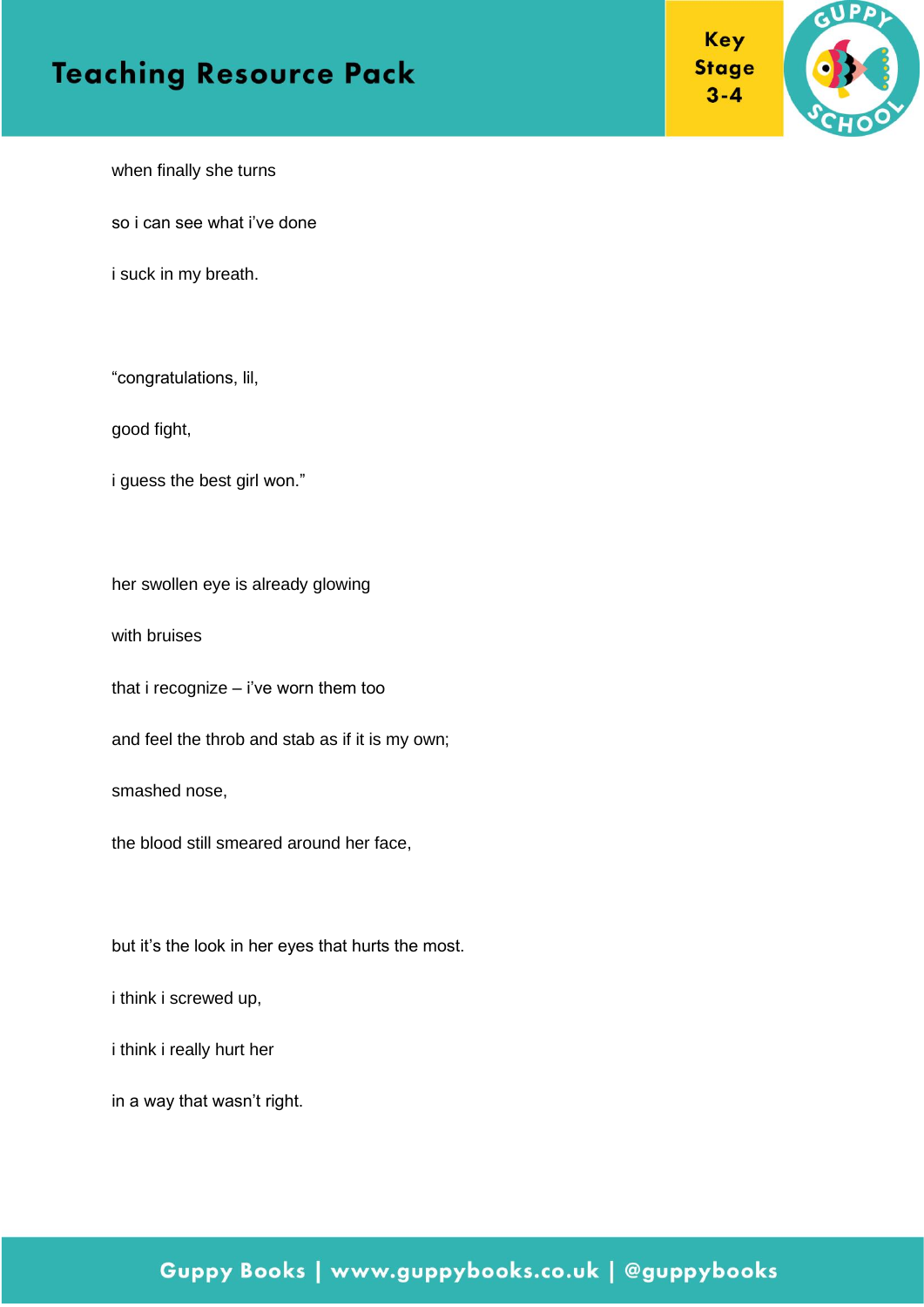when finally she turns

so i can see what i've done

i suck in my breath.

"congratulations, lil,

good fight,

i guess the best girl won."

her swollen eye is already glowing

with bruises

that i recognize – i've worn them too

and feel the throb and stab as if it is my own;

smashed nose,

the blood still smeared around her face,

but it's the look in her eyes that hurts the most.

i think i screwed up,

i think i really hurt her

in a way that wasn't right.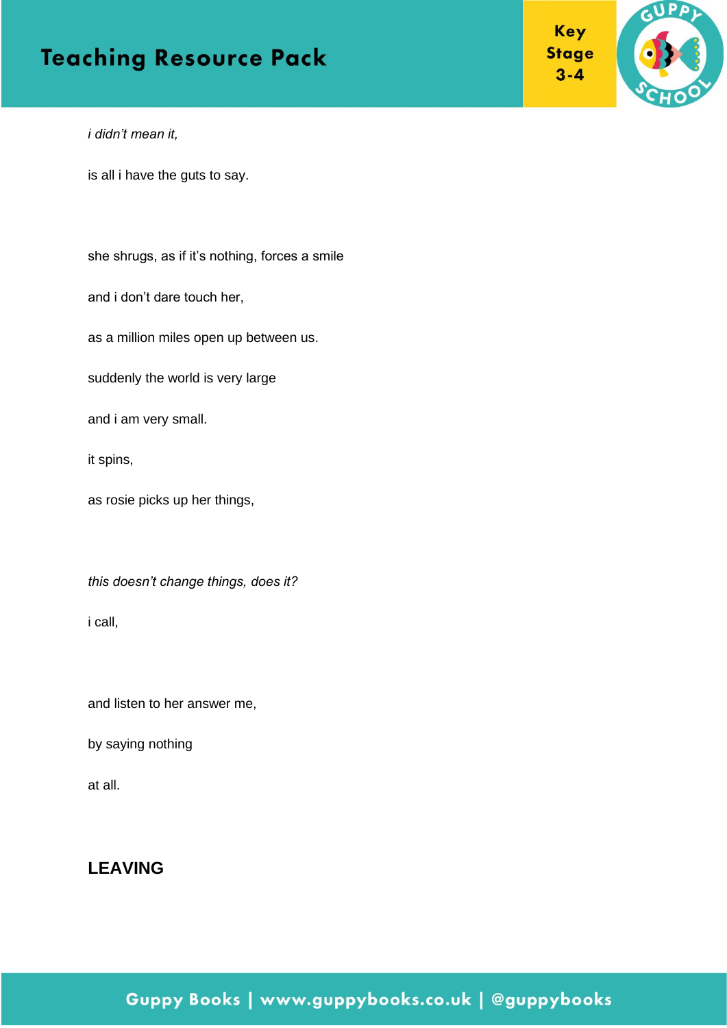*i didn't mean it,*

is all i have the guts to say.

she shrugs, as if it's nothing, forces a smile

and i don't dare touch her,

as a million miles open up between us.

suddenly the world is very large

and i am very small.

it spins,

as rosie picks up her things,

*this doesn't change things, does it?*

i call,

and listen to her answer me,

by saying nothing

at all.

## LEAVING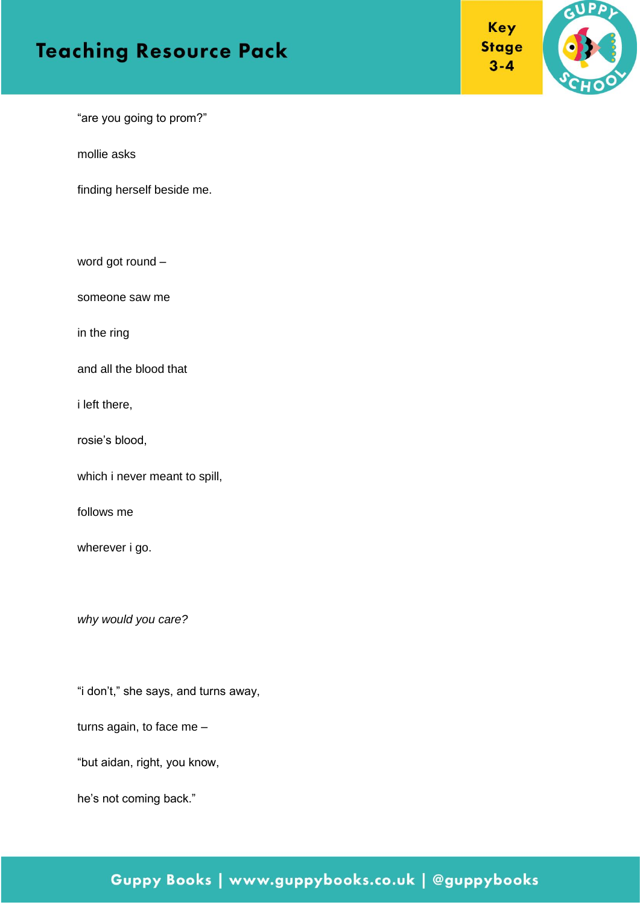"are you going to prom?"

mollie asks

finding herself beside me.

word got round –

someone saw me

in the ring

and all the blood that

i left there,

rosie's blood,

which i never meant to spill,

follows me

wherever i go.

*why would you care?*

"i don't," she says, and turns away,

turns again, to face me –

"but aidan, right, you know,

he's not coming back."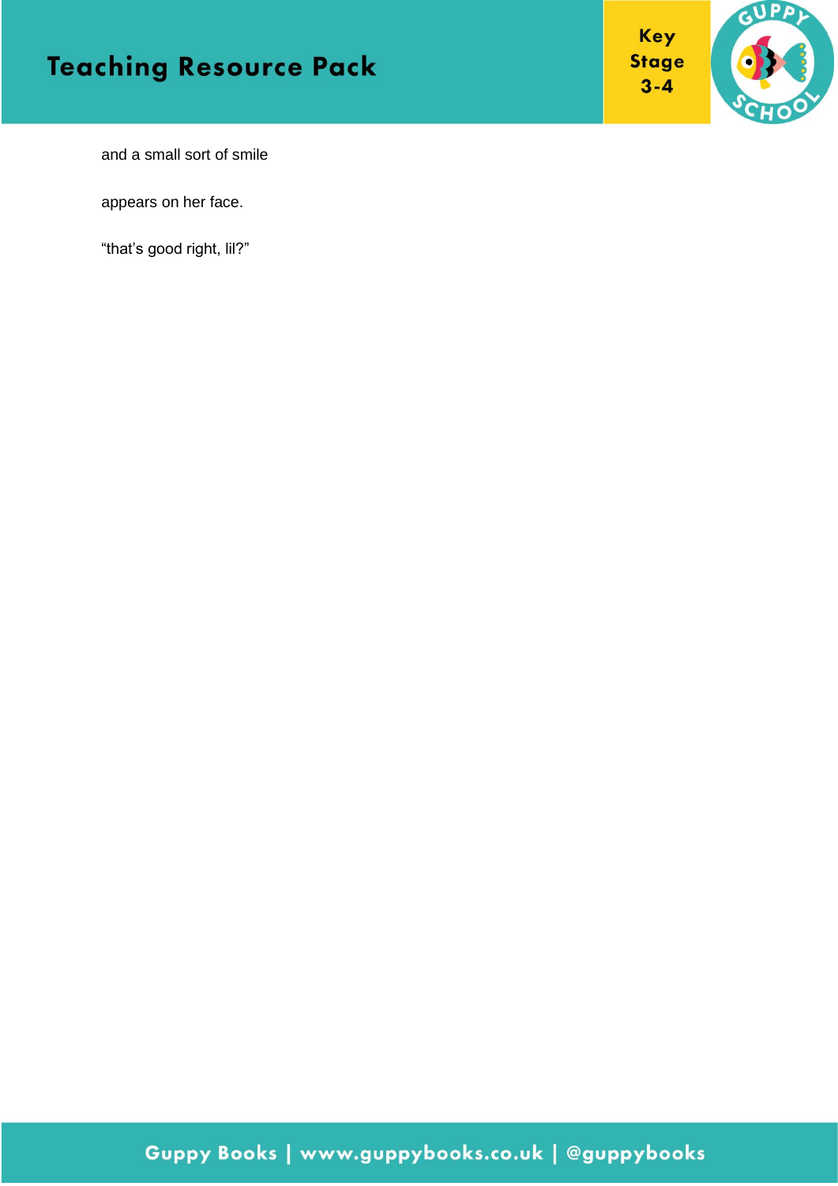and a small sort of smile

appears on her face.

“that’s good right, lil?”